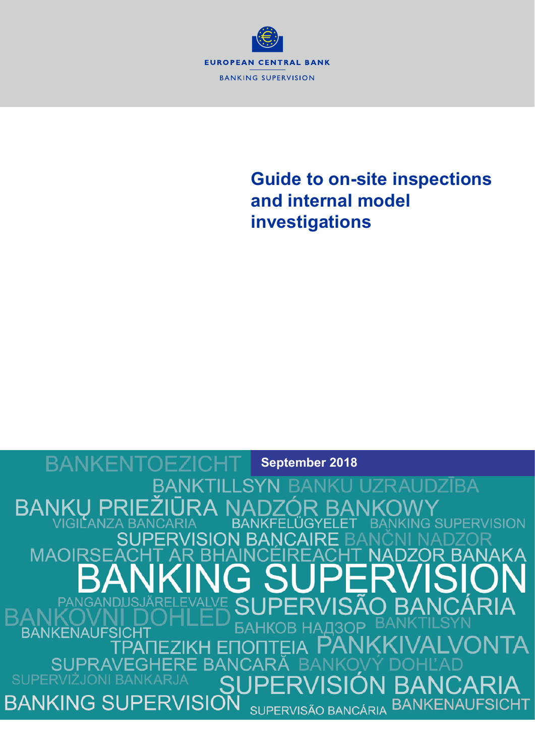EUROPEAN CENTRAL BANK

BANKING SUPERVISION

# Guide to on-site inspections and internal model investigations

September 2018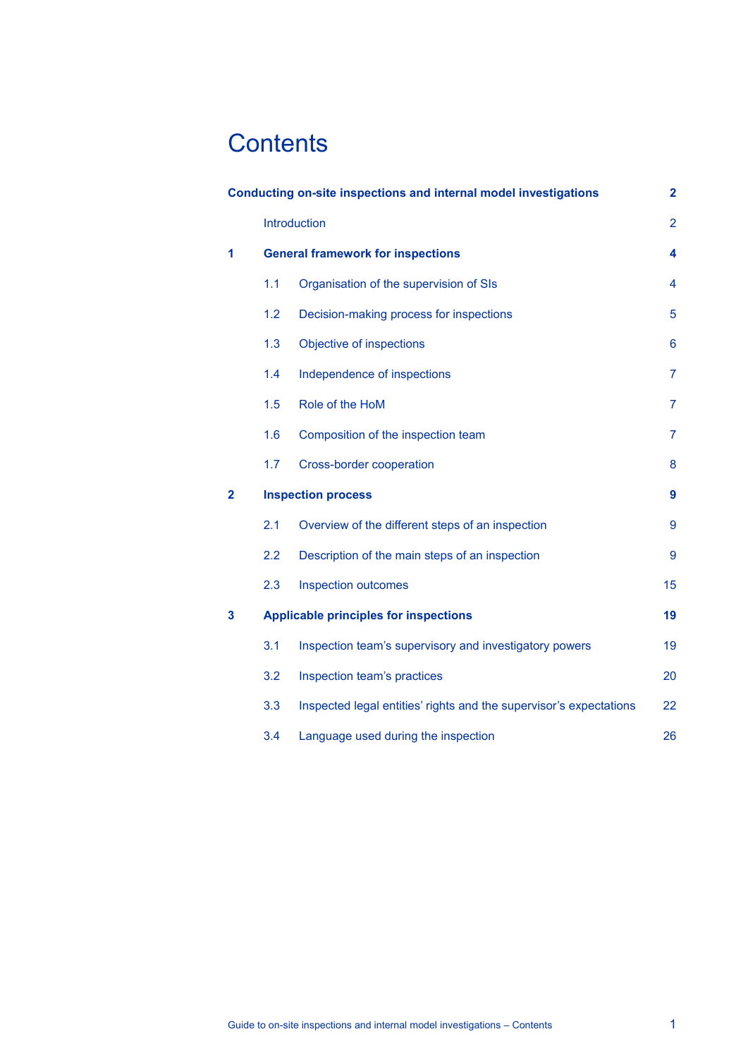# Contents

| | | |
|---|---|---|
| **Conducting on-site inspections and internal model investigations** | | **2** |
| | Introduction | 2 |
| **1** | **General framework for inspections** | **4** |
| | 1.1 Organisation of the supervision of SIs | 4 |
| | 1.2 Decision-making process for inspections | 5 |
| | 1.3 Objective of inspections | 6 |
| | 1.4 Independence of inspections | 7 |
| | 1.5 Role of the HoM | 7 |
| | 1.6 Composition of the inspection team | 7 |
| | 1.7 Cross-border cooperation | 8 |
| **2** | **Inspection process** | **9** |
| | 2.1 Overview of the different steps of an inspection | 9 |
| | 2.2 Description of the main steps of an inspection | 9 |
| | 2.3 Inspection outcomes | 15 |
| **3** | **Applicable principles for inspections** | **19** |
| | 3.1 Inspection team's supervisory and investigatory powers | 19 |
| | 3.2 Inspection team's practices | 20 |
| | 3.3 Inspected legal entities' rights and the supervisor's expectations | 22 |
| | 3.4 Language used during the inspection | 26 |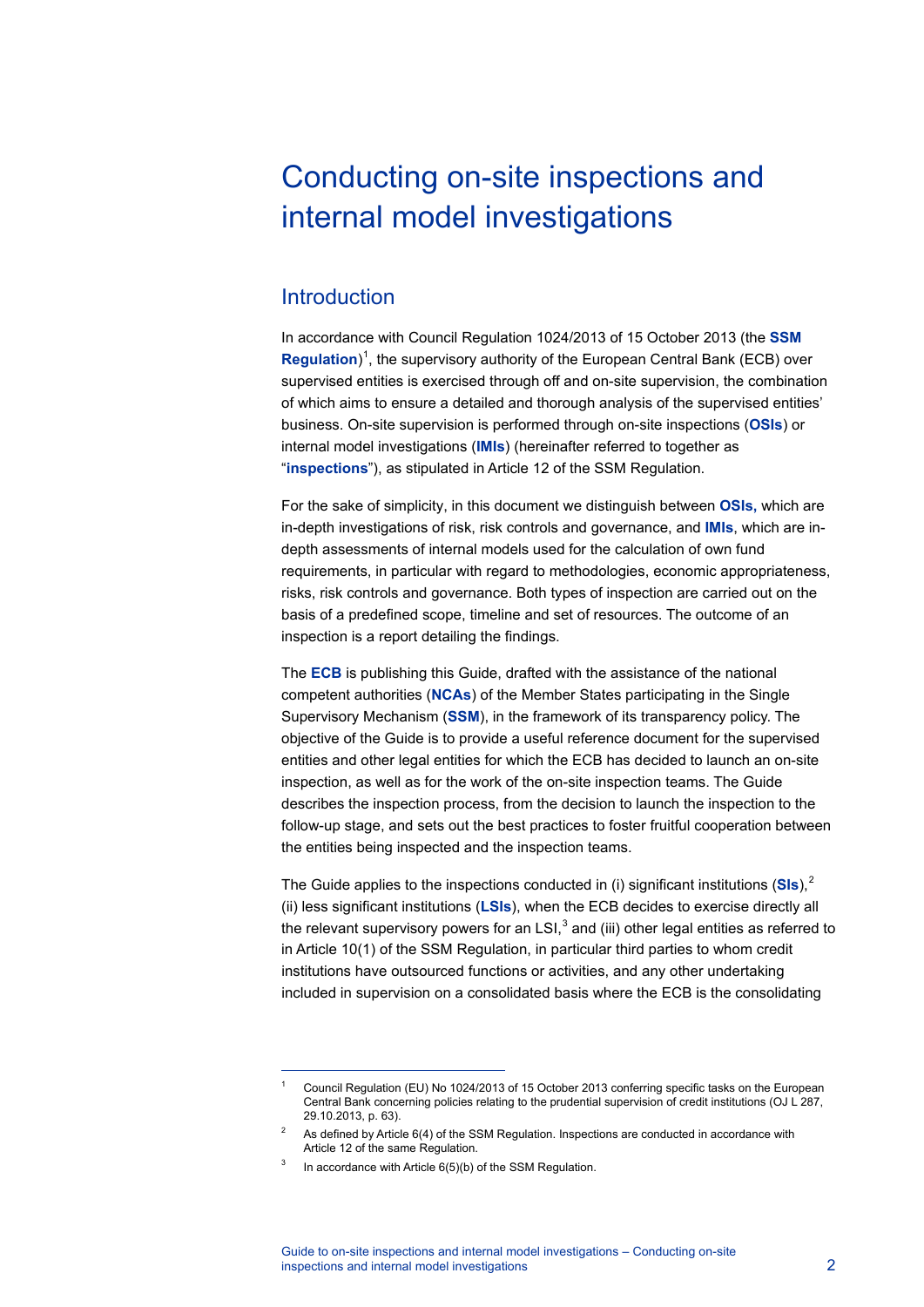# Conducting on-site inspections and internal model investigations

## Introduction

In accordance with Council Regulation 1024/2013 of 15 October 2013 (the **SSM Regulation**)[1], the supervisory authority of the European Central Bank (ECB) over supervised entities is exercised through off and on-site supervision, the combination of which aims to ensure a detailed and thorough analysis of the supervised entities' business. On-site supervision is performed through on-site inspections (**OSIs**) or internal model investigations (**IMIs**) (hereinafter referred to together as "**inspections**"), as stipulated in Article 12 of the SSM Regulation.

For the sake of simplicity, in this document we distinguish between **OSIs,** which are in-depth investigations of risk, risk controls and governance, and **IMIs**, which are in-depth assessments of internal models used for the calculation of own fund requirements, in particular with regard to methodologies, economic appropriateness, risks, risk controls and governance. Both types of inspection are carried out on the basis of a predefined scope, timeline and set of resources. The outcome of an inspection is a report detailing the findings.

The **ECB** is publishing this Guide, drafted with the assistance of the national competent authorities (**NCAs**) of the Member States participating in the Single Supervisory Mechanism (**SSM**), in the framework of its transparency policy. The objective of the Guide is to provide a useful reference document for the supervised entities and other legal entities for which the ECB has decided to launch an on-site inspection, as well as for the work of the on-site inspection teams. The Guide describes the inspection process, from the decision to launch the inspection to the follow-up stage, and sets out the best practices to foster fruitful cooperation between the entities being inspected and the inspection teams.

The Guide applies to the inspections conducted in (i) significant institutions (**SIs**),[2] (ii) less significant institutions (**LSIs**), when the ECB decides to exercise directly all the relevant supervisory powers for an LSI,[3] and (iii) other legal entities as referred to in Article 10(1) of the SSM Regulation, in particular third parties to whom credit institutions have outsourced functions or activities, and any other undertaking included in supervision on a consolidated basis where the ECB is the consolidating

---

[1] Council Regulation (EU) No 1024/2013 of 15 October 2013 conferring specific tasks on the European Central Bank concerning policies relating to the prudential supervision of credit institutions (OJ L 287, 29.10.2013, p. 63).

[2] As defined by Article 6(4) of the SSM Regulation. Inspections are conducted in accordance with Article 12 of the same Regulation.

[3] In accordance with Article 6(5)(b) of the SSM Regulation.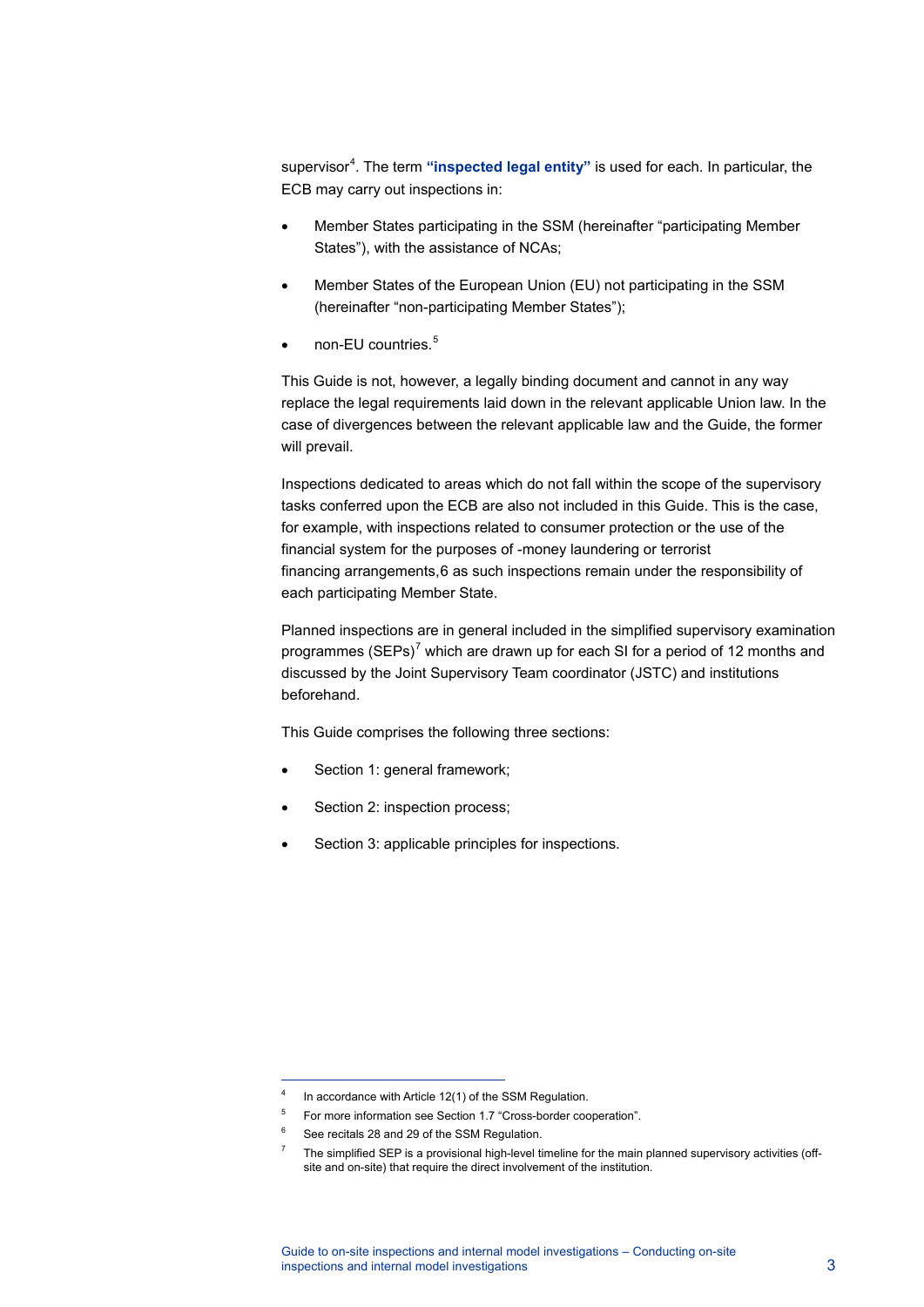supervisor[4]. The term **"inspected legal entity"** is used for each. In particular, the ECB may carry out inspections in:

- Member States participating in the SSM (hereinafter "participating Member States"), with the assistance of NCAs;
- Member States of the European Union (EU) not participating in the SSM (hereinafter "non-participating Member States");
- non-EU countries.[5]

This Guide is not, however, a legally binding document and cannot in any way replace the legal requirements laid down in the relevant applicable Union law. In the case of divergences between the relevant applicable law and the Guide, the former will prevail.

Inspections dedicated to areas which do not fall within the scope of the supervisory tasks conferred upon the ECB are also not included in this Guide. This is the case, for example, with inspections related to consumer protection or the use of the financial system for the purposes of -money laundering or terrorist financing arrangements,6 as such inspections remain under the responsibility of each participating Member State.

Planned inspections are in general included in the simplified supervisory examination programmes (SEPs)[7] which are drawn up for each SI for a period of 12 months and discussed by the Joint Supervisory Team coordinator (JSTC) and institutions beforehand.

This Guide comprises the following three sections:

- Section 1: general framework;
- Section 2: inspection process;
- Section 3: applicable principles for inspections.

---

[4] In accordance with Article 12(1) of the SSM Regulation.

[5] For more information see Section 1.7 "Cross-border cooperation".

[6] See recitals 28 and 29 of the SSM Regulation.

[7] The simplified SEP is a provisional high-level timeline for the main planned supervisory activities (off-site and on-site) that require the direct involvement of the institution.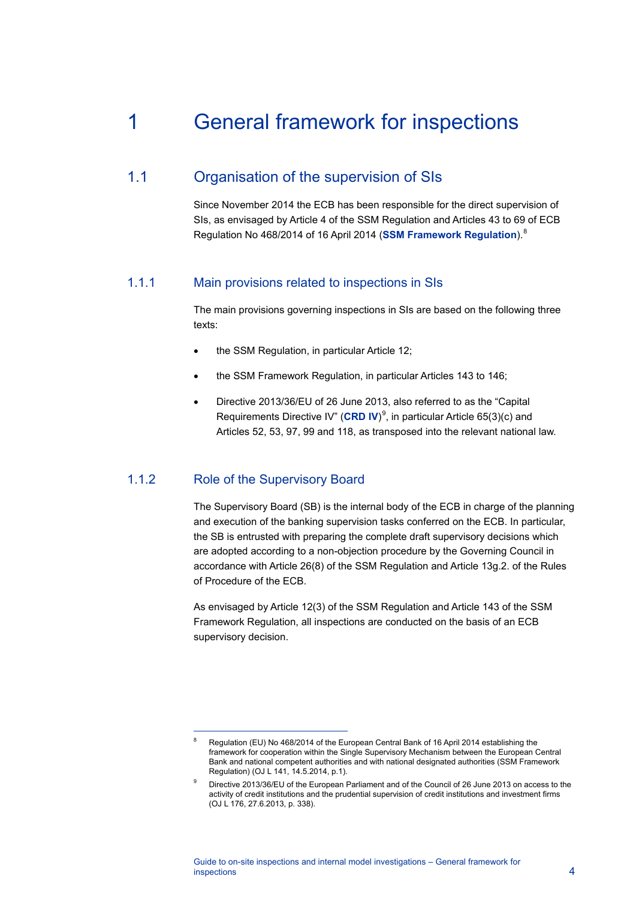# 1 General framework for inspections

## 1.1 Organisation of the supervision of SIs

Since November 2014 the ECB has been responsible for the direct supervision of SIs, as envisaged by Article 4 of the SSM Regulation and Articles 43 to 69 of ECB Regulation No 468/2014 of 16 April 2014 (**SSM Framework Regulation**).[8]

### 1.1.1 Main provisions related to inspections in SIs

The main provisions governing inspections in SIs are based on the following three texts:

- the SSM Regulation, in particular Article 12;
- the SSM Framework Regulation, in particular Articles 143 to 146;
- Directive 2013/36/EU of 26 June 2013, also referred to as the "Capital Requirements Directive IV" (**CRD IV**)[9], in particular Article 65(3)(c) and Articles 52, 53, 97, 99 and 118, as transposed into the relevant national law.

### 1.1.2 Role of the Supervisory Board

The Supervisory Board (SB) is the internal body of the ECB in charge of the planning and execution of the banking supervision tasks conferred on the ECB. In particular, the SB is entrusted with preparing the complete draft supervisory decisions which are adopted according to a non-objection procedure by the Governing Council in accordance with Article 26(8) of the SSM Regulation and Article 13g.2. of the Rules of Procedure of the ECB.

As envisaged by Article 12(3) of the SSM Regulation and Article 143 of the SSM Framework Regulation, all inspections are conducted on the basis of an ECB supervisory decision.

---

[8] Regulation (EU) No 468/2014 of the European Central Bank of 16 April 2014 establishing the framework for cooperation within the Single Supervisory Mechanism between the European Central Bank and national competent authorities and with national designated authorities (SSM Framework Regulation) (OJ L 141, 14.5.2014, p.1).

[9] Directive 2013/36/EU of the European Parliament and of the Council of 26 June 2013 on access to the activity of credit institutions and the prudential supervision of credit institutions and investment firms (OJ L 176, 27.6.2013, p. 338).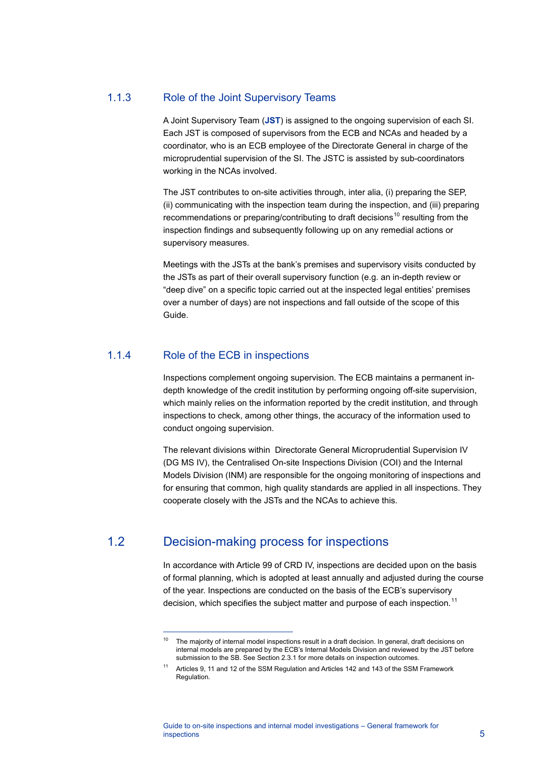### 1.1.3 Role of the Joint Supervisory Teams

A Joint Supervisory Team (**JST**) is assigned to the ongoing supervision of each SI. Each JST is composed of supervisors from the ECB and NCAs and headed by a coordinator, who is an ECB employee of the Directorate General in charge of the microprudential supervision of the SI. The JSTC is assisted by sub-coordinators working in the NCAs involved.

The JST contributes to on-site activities through, inter alia, (i) preparing the SEP, (ii) communicating with the inspection team during the inspection, and (iii) preparing recommendations or preparing/contributing to draft decisions[10] resulting from the inspection findings and subsequently following up on any remedial actions or supervisory measures.

Meetings with the JSTs at the bank's premises and supervisory visits conducted by the JSTs as part of their overall supervisory function (e.g. an in-depth review or "deep dive" on a specific topic carried out at the inspected legal entities' premises over a number of days) are not inspections and fall outside of the scope of this Guide.

### 1.1.4 Role of the ECB in inspections

Inspections complement ongoing supervision. The ECB maintains a permanent in-depth knowledge of the credit institution by performing ongoing off-site supervision, which mainly relies on the information reported by the credit institution, and through inspections to check, among other things, the accuracy of the information used to conduct ongoing supervision.

The relevant divisions within Directorate General Microprudential Supervision IV (DG MS IV), the Centralised On-site Inspections Division (COI) and the Internal Models Division (INM) are responsible for the ongoing monitoring of inspections and for ensuring that common, high quality standards are applied in all inspections. They cooperate closely with the JSTs and the NCAs to achieve this.

## 1.2 Decision-making process for inspections

In accordance with Article 99 of CRD IV, inspections are decided upon on the basis of formal planning, which is adopted at least annually and adjusted during the course of the year. Inspections are conducted on the basis of the ECB's supervisory decision, which specifies the subject matter and purpose of each inspection.[11]

---

[10] The majority of internal model inspections result in a draft decision. In general, draft decisions on internal models are prepared by the ECB's Internal Models Division and reviewed by the JST before submission to the SB. See Section 2.3.1 for more details on inspection outcomes.

[11] Articles 9, 11 and 12 of the SSM Regulation and Articles 142 and 143 of the SSM Framework Regulation.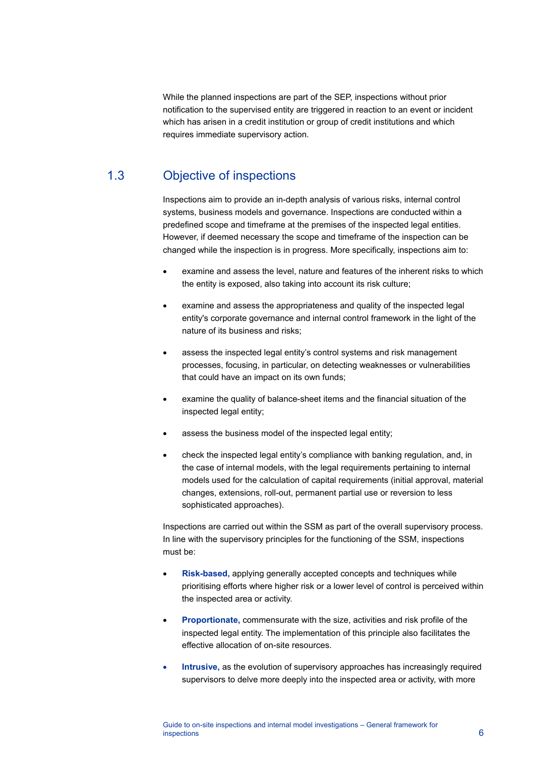While the planned inspections are part of the SEP, inspections without prior notification to the supervised entity are triggered in reaction to an event or incident which has arisen in a credit institution or group of credit institutions and which requires immediate supervisory action.

## 1.3 Objective of inspections

Inspections aim to provide an in-depth analysis of various risks, internal control systems, business models and governance. Inspections are conducted within a predefined scope and timeframe at the premises of the inspected legal entities. However, if deemed necessary the scope and timeframe of the inspection can be changed while the inspection is in progress. More specifically, inspections aim to:

- examine and assess the level, nature and features of the inherent risks to which the entity is exposed, also taking into account its risk culture;
- examine and assess the appropriateness and quality of the inspected legal entity's corporate governance and internal control framework in the light of the nature of its business and risks;
- assess the inspected legal entity's control systems and risk management processes, focusing, in particular, on detecting weaknesses or vulnerabilities that could have an impact on its own funds;
- examine the quality of balance-sheet items and the financial situation of the inspected legal entity;
- assess the business model of the inspected legal entity;
- check the inspected legal entity's compliance with banking regulation, and, in the case of internal models, with the legal requirements pertaining to internal models used for the calculation of capital requirements (initial approval, material changes, extensions, roll-out, permanent partial use or reversion to less sophisticated approaches).

Inspections are carried out within the SSM as part of the overall supervisory process. In line with the supervisory principles for the functioning of the SSM, inspections must be:

- **Risk-based,** applying generally accepted concepts and techniques while prioritising efforts where higher risk or a lower level of control is perceived within the inspected area or activity.
- **Proportionate,** commensurate with the size, activities and risk profile of the inspected legal entity. The implementation of this principle also facilitates the effective allocation of on-site resources.
- **Intrusive,** as the evolution of supervisory approaches has increasingly required supervisors to delve more deeply into the inspected area or activity, with more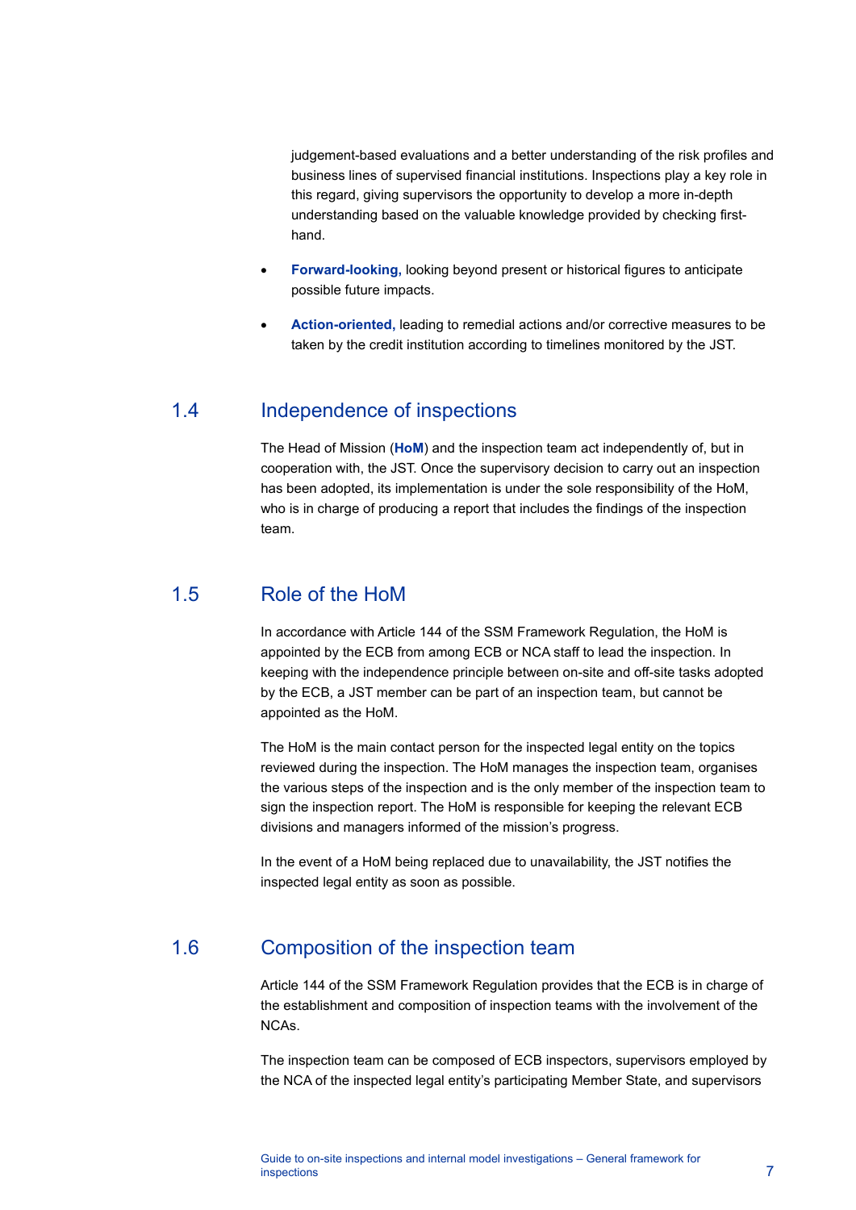judgement-based evaluations and a better understanding of the risk profiles and business lines of supervised financial institutions. Inspections play a key role in this regard, giving supervisors the opportunity to develop a more in-depth understanding based on the valuable knowledge provided by checking first-hand.

- **Forward-looking,** looking beyond present or historical figures to anticipate possible future impacts.
- **Action-oriented,** leading to remedial actions and/or corrective measures to be taken by the credit institution according to timelines monitored by the JST.

## 1.4 Independence of inspections

The Head of Mission (**HoM**) and the inspection team act independently of, but in cooperation with, the JST. Once the supervisory decision to carry out an inspection has been adopted, its implementation is under the sole responsibility of the HoM, who is in charge of producing a report that includes the findings of the inspection team.

## 1.5 Role of the HoM

In accordance with Article 144 of the SSM Framework Regulation, the HoM is appointed by the ECB from among ECB or NCA staff to lead the inspection. In keeping with the independence principle between on-site and off-site tasks adopted by the ECB, a JST member can be part of an inspection team, but cannot be appointed as the HoM.

The HoM is the main contact person for the inspected legal entity on the topics reviewed during the inspection. The HoM manages the inspection team, organises the various steps of the inspection and is the only member of the inspection team to sign the inspection report. The HoM is responsible for keeping the relevant ECB divisions and managers informed of the mission's progress.

In the event of a HoM being replaced due to unavailability, the JST notifies the inspected legal entity as soon as possible.

## 1.6 Composition of the inspection team

Article 144 of the SSM Framework Regulation provides that the ECB is in charge of the establishment and composition of inspection teams with the involvement of the NCAs.

The inspection team can be composed of ECB inspectors, supervisors employed by the NCA of the inspected legal entity's participating Member State, and supervisors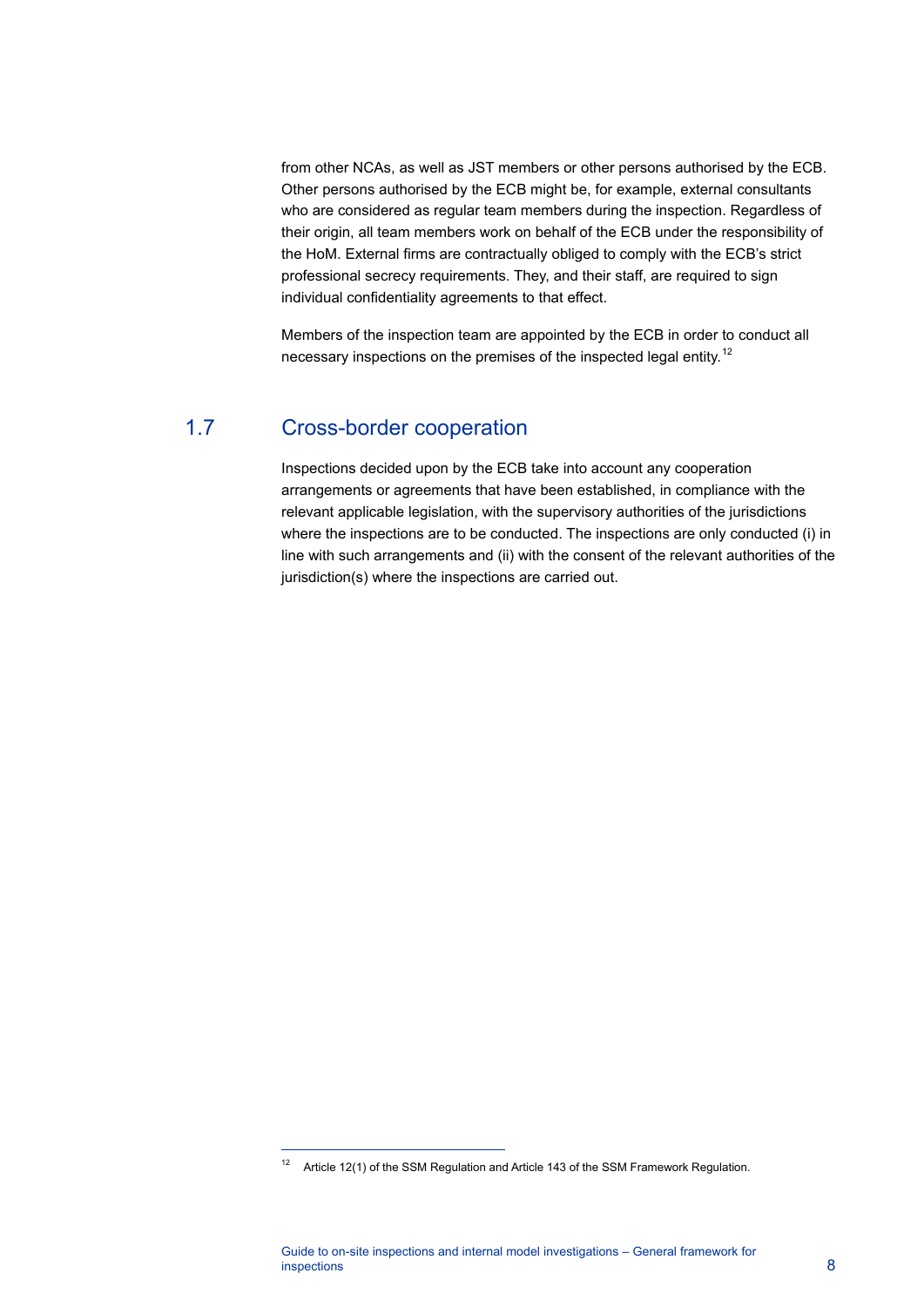from other NCAs, as well as JST members or other persons authorised by the ECB. Other persons authorised by the ECB might be, for example, external consultants who are considered as regular team members during the inspection. Regardless of their origin, all team members work on behalf of the ECB under the responsibility of the HoM. External firms are contractually obliged to comply with the ECB's strict professional secrecy requirements. They, and their staff, are required to sign individual confidentiality agreements to that effect.

Members of the inspection team are appointed by the ECB in order to conduct all necessary inspections on the premises of the inspected legal entity.[12]

## 1.7 Cross-border cooperation

Inspections decided upon by the ECB take into account any cooperation arrangements or agreements that have been established, in compliance with the relevant applicable legislation, with the supervisory authorities of the jurisdictions where the inspections are to be conducted. The inspections are only conducted (i) in line with such arrangements and (ii) with the consent of the relevant authorities of the jurisdiction(s) where the inspections are carried out.

[12] Article 12(1) of the SSM Regulation and Article 143 of the SSM Framework Regulation.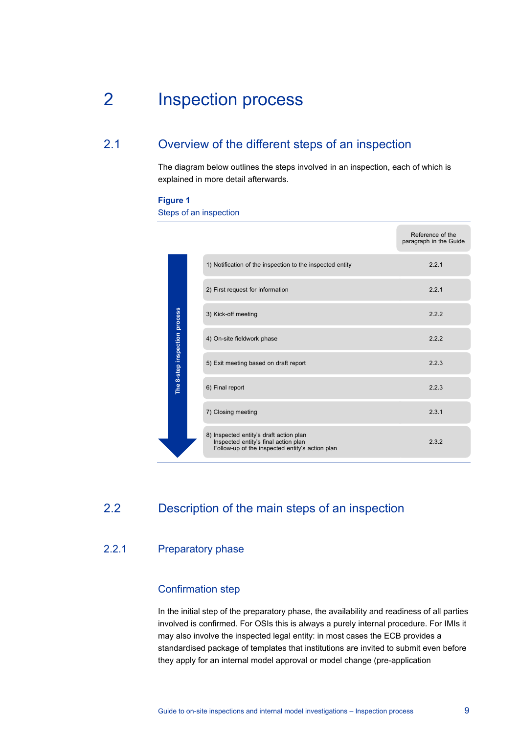# 2 Inspection process

## 2.1 Overview of the different steps of an inspection

The diagram below outlines the steps involved in an inspection, each of which is explained in more detail afterwards.

**Figure 1**
Steps of an inspection

| The 8-step inspection process | Reference of the paragraph in the Guide |
|---|---|
| 1) Notification of the inspection to the inspected entity | 2.2.1 |
| 2) First request for information | 2.2.1 |
| 3) Kick-off meeting | 2.2.2 |
| 4) On-site fieldwork phase | 2.2.2 |
| 5) Exit meeting based on draft report | 2.2.3 |
| 6) Final report | 2.2.3 |
| 7) Closing meeting | 2.3.1 |
| 8) Inspected entity's draft action plan<br>Inspected entity's final action plan<br>Follow-up of the inspected entity's action plan | 2.3.2 |

## 2.2 Description of the main steps of an inspection

### 2.2.1 Preparatory phase

#### Confirmation step

In the initial step of the preparatory phase, the availability and readiness of all parties involved is confirmed. For OSIs this is always a purely internal procedure. For IMIs it may also involve the inspected legal entity: in most cases the ECB provides a standardised package of templates that institutions are invited to submit even before they apply for an internal model approval or model change (pre-application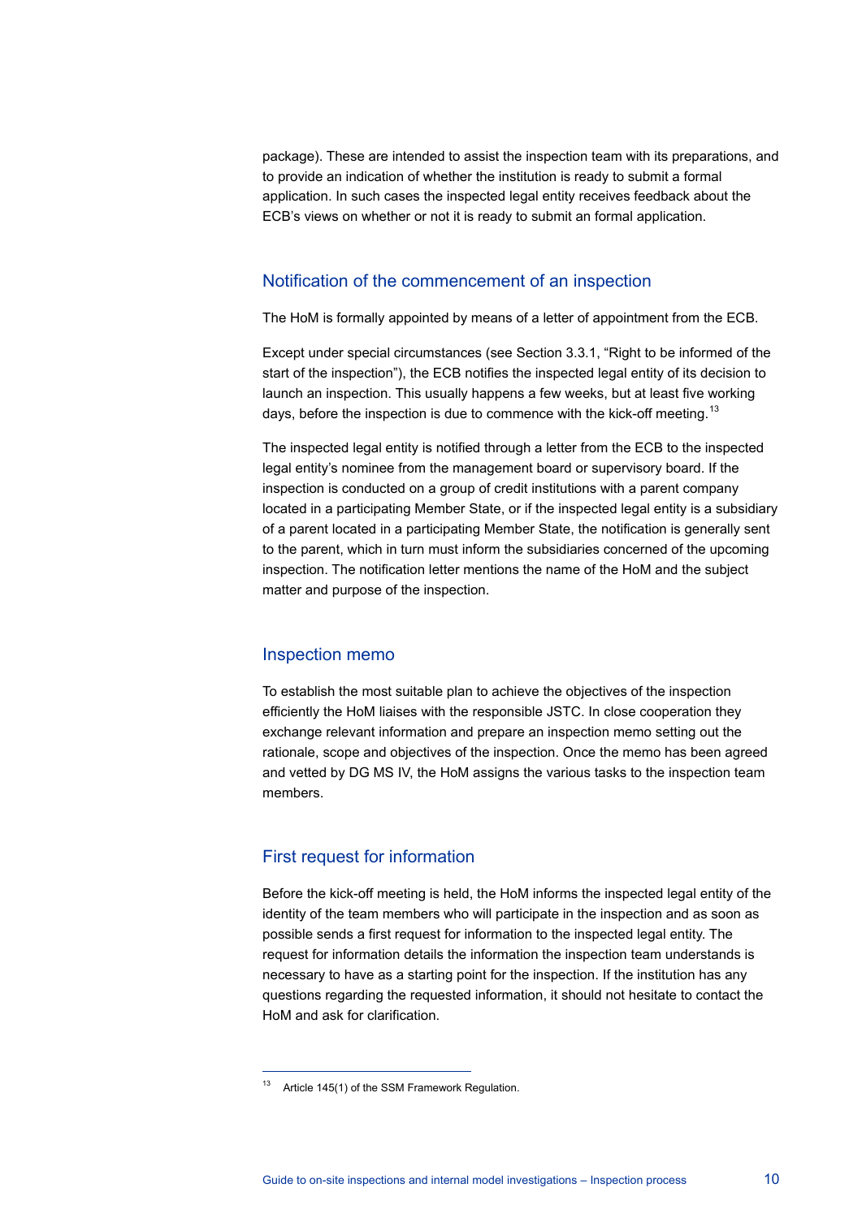package). These are intended to assist the inspection team with its preparations, and to provide an indication of whether the institution is ready to submit a formal application. In such cases the inspected legal entity receives feedback about the ECB's views on whether or not it is ready to submit an formal application.

## Notification of the commencement of an inspection

The HoM is formally appointed by means of a letter of appointment from the ECB.

Except under special circumstances (see Section 3.3.1, "Right to be informed of the start of the inspection"), the ECB notifies the inspected legal entity of its decision to launch an inspection. This usually happens a few weeks, but at least five working days, before the inspection is due to commence with the kick-off meeting.[13]

The inspected legal entity is notified through a letter from the ECB to the inspected legal entity's nominee from the management board or supervisory board. If the inspection is conducted on a group of credit institutions with a parent company located in a participating Member State, or if the inspected legal entity is a subsidiary of a parent located in a participating Member State, the notification is generally sent to the parent, which in turn must inform the subsidiaries concerned of the upcoming inspection. The notification letter mentions the name of the HoM and the subject matter and purpose of the inspection.

## Inspection memo

To establish the most suitable plan to achieve the objectives of the inspection efficiently the HoM liaises with the responsible JSTC. In close cooperation they exchange relevant information and prepare an inspection memo setting out the rationale, scope and objectives of the inspection. Once the memo has been agreed and vetted by DG MS IV, the HoM assigns the various tasks to the inspection team members.

## First request for information

Before the kick-off meeting is held, the HoM informs the inspected legal entity of the identity of the team members who will participate in the inspection and as soon as possible sends a first request for information to the inspected legal entity. The request for information details the information the inspection team understands is necessary to have as a starting point for the inspection. If the institution has any questions regarding the requested information, it should not hesitate to contact the HoM and ask for clarification.

---

[13] Article 145(1) of the SSM Framework Regulation.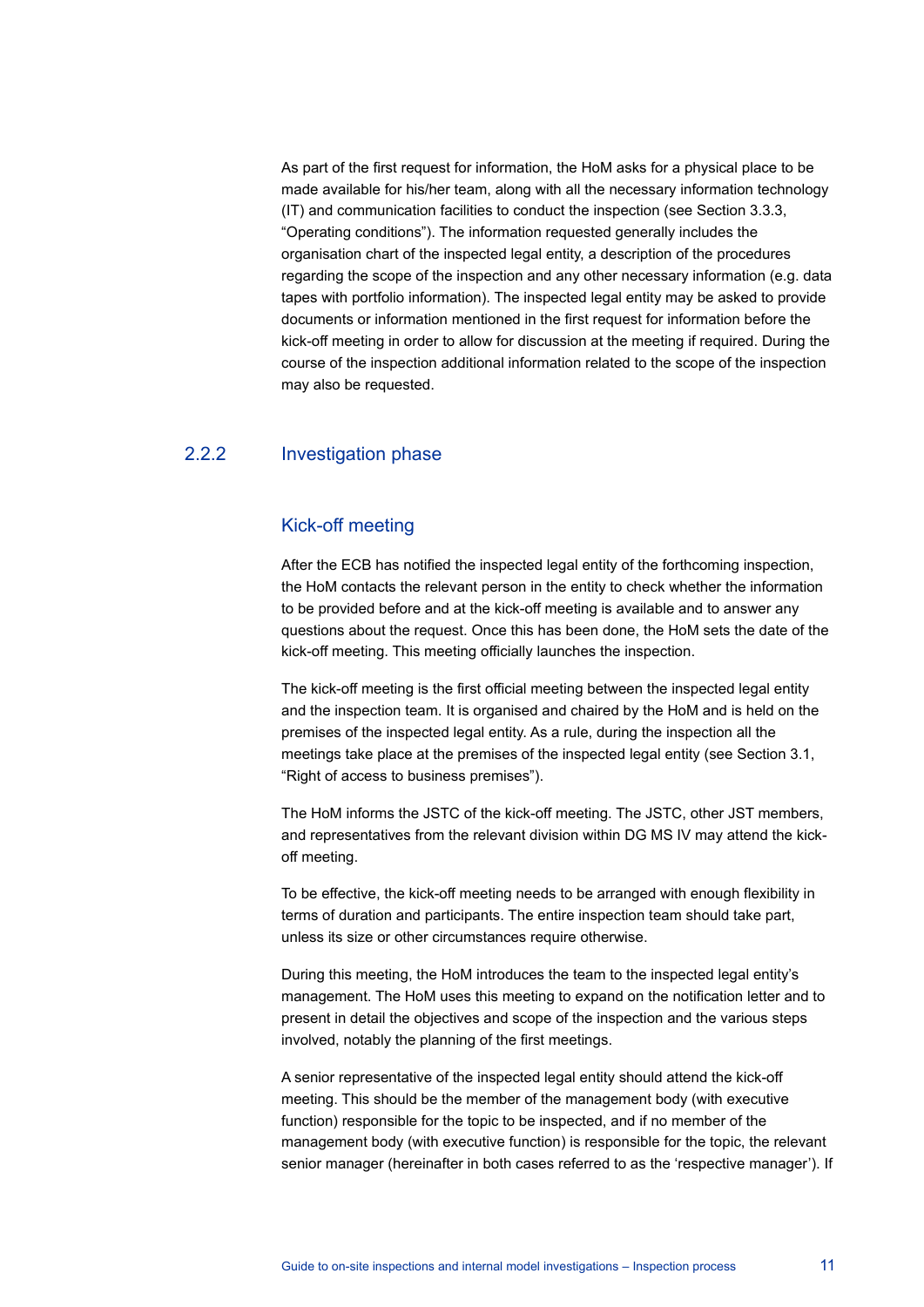As part of the first request for information, the HoM asks for a physical place to be made available for his/her team, along with all the necessary information technology (IT) and communication facilities to conduct the inspection (see Section 3.3.3, “Operating conditions”). The information requested generally includes the organisation chart of the inspected legal entity, a description of the procedures regarding the scope of the inspection and any other necessary information (e.g. data tapes with portfolio information). The inspected legal entity may be asked to provide documents or information mentioned in the first request for information before the kick-off meeting in order to allow for discussion at the meeting if required. During the course of the inspection additional information related to the scope of the inspection may also be requested.

## 2.2.2 Investigation phase

### Kick-off meeting

After the ECB has notified the inspected legal entity of the forthcoming inspection, the HoM contacts the relevant person in the entity to check whether the information to be provided before and at the kick-off meeting is available and to answer any questions about the request. Once this has been done, the HoM sets the date of the kick-off meeting. This meeting officially launches the inspection.

The kick-off meeting is the first official meeting between the inspected legal entity and the inspection team. It is organised and chaired by the HoM and is held on the premises of the inspected legal entity. As a rule, during the inspection all the meetings take place at the premises of the inspected legal entity (see Section 3.1, “Right of access to business premises”).

The HoM informs the JSTC of the kick-off meeting. The JSTC, other JST members, and representatives from the relevant division within DG MS IV may attend the kick-off meeting.

To be effective, the kick-off meeting needs to be arranged with enough flexibility in terms of duration and participants. The entire inspection team should take part, unless its size or other circumstances require otherwise.

During this meeting, the HoM introduces the team to the inspected legal entity’s management. The HoM uses this meeting to expand on the notification letter and to present in detail the objectives and scope of the inspection and the various steps involved, notably the planning of the first meetings.

A senior representative of the inspected legal entity should attend the kick-off meeting. This should be the member of the management body (with executive function) responsible for the topic to be inspected, and if no member of the management body (with executive function) is responsible for the topic, the relevant senior manager (hereinafter in both cases referred to as the ‘respective manager’). If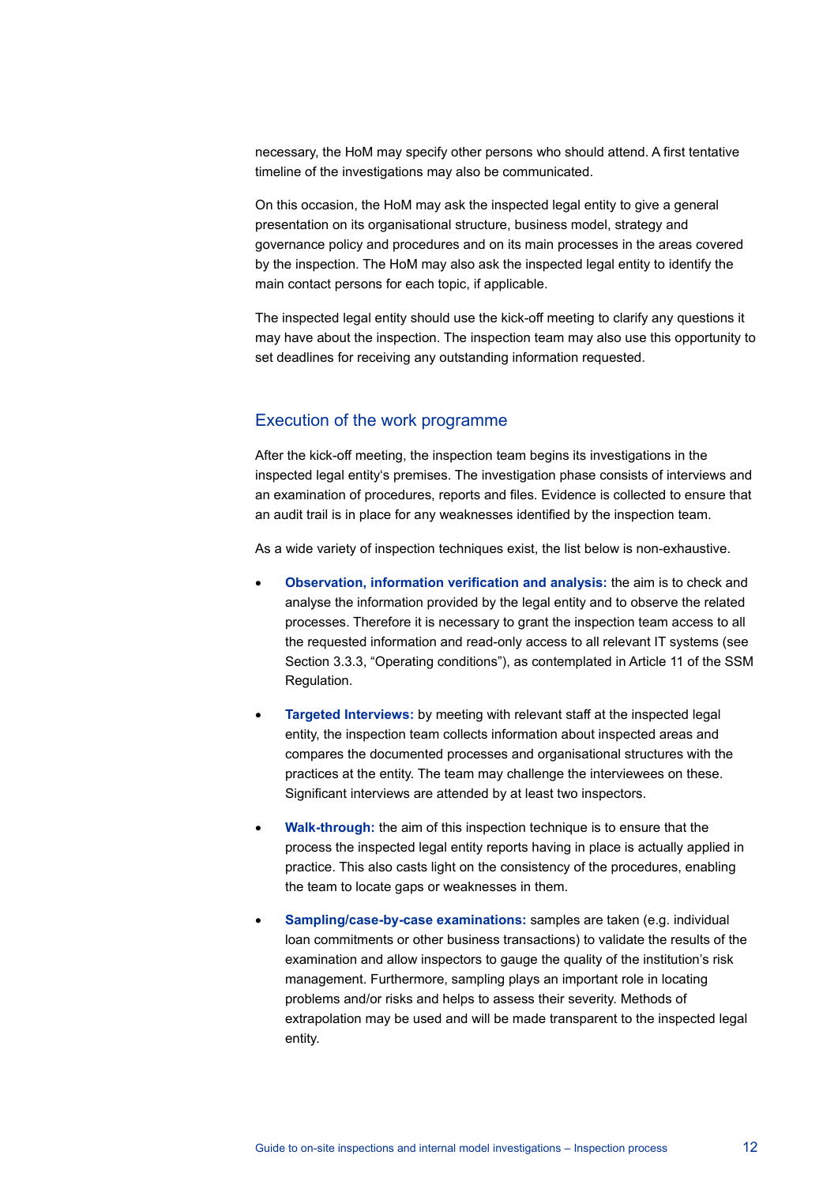necessary, the HoM may specify other persons who should attend. A first tentative timeline of the investigations may also be communicated.

On this occasion, the HoM may ask the inspected legal entity to give a general presentation on its organisational structure, business model, strategy and governance policy and procedures and on its main processes in the areas covered by the inspection. The HoM may also ask the inspected legal entity to identify the main contact persons for each topic, if applicable.

The inspected legal entity should use the kick-off meeting to clarify any questions it may have about the inspection. The inspection team may also use this opportunity to set deadlines for receiving any outstanding information requested.

## Execution of the work programme

After the kick-off meeting, the inspection team begins its investigations in the inspected legal entity's premises. The investigation phase consists of interviews and an examination of procedures, reports and files. Evidence is collected to ensure that an audit trail is in place for any weaknesses identified by the inspection team.

As a wide variety of inspection techniques exist, the list below is non-exhaustive.

- **Observation, information verification and analysis:** the aim is to check and analyse the information provided by the legal entity and to observe the related processes. Therefore it is necessary to grant the inspection team access to all the requested information and read-only access to all relevant IT systems (see Section 3.3.3, "Operating conditions"), as contemplated in Article 11 of the SSM Regulation.
- **Targeted Interviews:** by meeting with relevant staff at the inspected legal entity, the inspection team collects information about inspected areas and compares the documented processes and organisational structures with the practices at the entity. The team may challenge the interviewees on these. Significant interviews are attended by at least two inspectors.
- **Walk-through:** the aim of this inspection technique is to ensure that the process the inspected legal entity reports having in place is actually applied in practice. This also casts light on the consistency of the procedures, enabling the team to locate gaps or weaknesses in them.
- **Sampling/case-by-case examinations:** samples are taken (e.g. individual loan commitments or other business transactions) to validate the results of the examination and allow inspectors to gauge the quality of the institution's risk management. Furthermore, sampling plays an important role in locating problems and/or risks and helps to assess their severity. Methods of extrapolation may be used and will be made transparent to the inspected legal entity.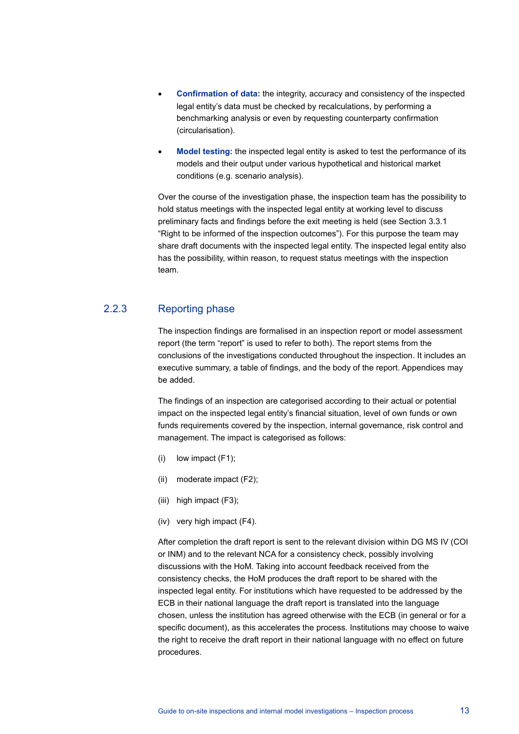- **Confirmation of data:** the integrity, accuracy and consistency of the inspected legal entity's data must be checked by recalculations, by performing a benchmarking analysis or even by requesting counterparty confirmation (circularisation).
- **Model testing:** the inspected legal entity is asked to test the performance of its models and their output under various hypothetical and historical market conditions (e.g. scenario analysis).

Over the course of the investigation phase, the inspection team has the possibility to hold status meetings with the inspected legal entity at working level to discuss preliminary facts and findings before the exit meeting is held (see Section 3.3.1 "Right to be informed of the inspection outcomes"). For this purpose the team may share draft documents with the inspected legal entity. The inspected legal entity also has the possibility, within reason, to request status meetings with the inspection team.

### 2.2.3 Reporting phase

The inspection findings are formalised in an inspection report or model assessment report (the term "report" is used to refer to both). The report stems from the conclusions of the investigations conducted throughout the inspection. It includes an executive summary, a table of findings, and the body of the report. Appendices may be added.

The findings of an inspection are categorised according to their actual or potential impact on the inspected legal entity's financial situation, level of own funds or own funds requirements covered by the inspection, internal governance, risk control and management. The impact is categorised as follows:

(i) low impact (F1);

(ii) moderate impact (F2);

(iii) high impact (F3);

(iv) very high impact (F4).

After completion the draft report is sent to the relevant division within DG MS IV (COI or INM) and to the relevant NCA for a consistency check, possibly involving discussions with the HoM. Taking into account feedback received from the consistency checks, the HoM produces the draft report to be shared with the inspected legal entity. For institutions which have requested to be addressed by the ECB in their national language the draft report is translated into the language chosen, unless the institution has agreed otherwise with the ECB (in general or for a specific document), as this accelerates the process. Institutions may choose to waive the right to receive the draft report in their national language with no effect on future procedures.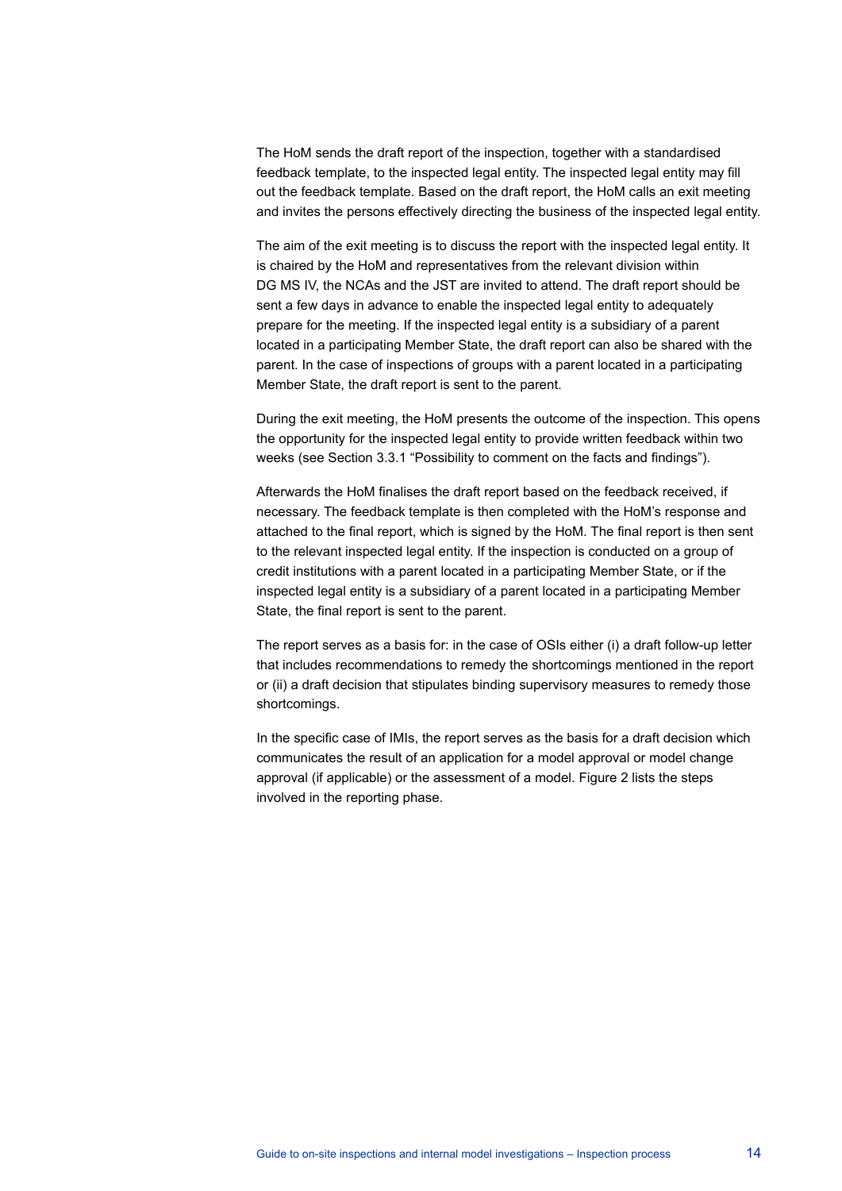The HoM sends the draft report of the inspection, together with a standardised feedback template, to the inspected legal entity. The inspected legal entity may fill out the feedback template. Based on the draft report, the HoM calls an exit meeting and invites the persons effectively directing the business of the inspected legal entity.

The aim of the exit meeting is to discuss the report with the inspected legal entity. It is chaired by the HoM and representatives from the relevant division within DG MS IV, the NCAs and the JST are invited to attend. The draft report should be sent a few days in advance to enable the inspected legal entity to adequately prepare for the meeting. If the inspected legal entity is a subsidiary of a parent located in a participating Member State, the draft report can also be shared with the parent. In the case of inspections of groups with a parent located in a participating Member State, the draft report is sent to the parent.

During the exit meeting, the HoM presents the outcome of the inspection. This opens the opportunity for the inspected legal entity to provide written feedback within two weeks (see Section 3.3.1 "Possibility to comment on the facts and findings").

Afterwards the HoM finalises the draft report based on the feedback received, if necessary. The feedback template is then completed with the HoM's response and attached to the final report, which is signed by the HoM. The final report is then sent to the relevant inspected legal entity. If the inspection is conducted on a group of credit institutions with a parent located in a participating Member State, or if the inspected legal entity is a subsidiary of a parent located in a participating Member State, the final report is sent to the parent.

The report serves as a basis for: in the case of OSIs either (i) a draft follow-up letter that includes recommendations to remedy the shortcomings mentioned in the report or (ii) a draft decision that stipulates binding supervisory measures to remedy those shortcomings.

In the specific case of IMIs, the report serves as the basis for a draft decision which communicates the result of an application for a model approval or model change approval (if applicable) or the assessment of a model. Figure 2 lists the steps involved in the reporting phase.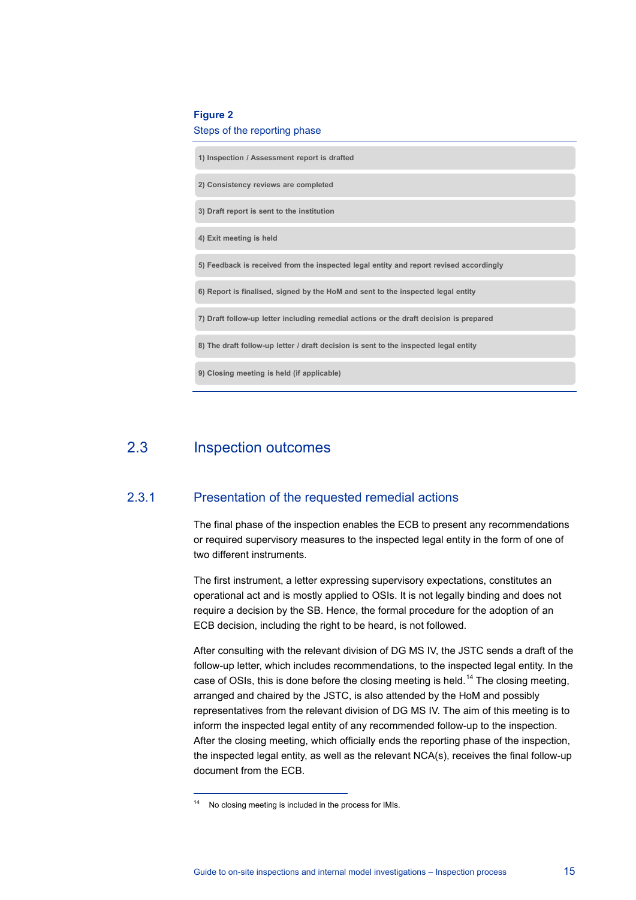**Figure 2**
Steps of the reporting phase

1) Inspection / Assessment report is drafted
2) Consistency reviews are completed
3) Draft report is sent to the institution
4) Exit meeting is held
5) Feedback is received from the inspected legal entity and report revised accordingly
6) Report is finalised, signed by the HoM and sent to the inspected legal entity
7) Draft follow-up letter including remedial actions or the draft decision is prepared
8) The draft follow-up letter / draft decision is sent to the inspected legal entity
9) Closing meeting is held (if applicable)

## 2.3 Inspection outcomes

### 2.3.1 Presentation of the requested remedial actions

The final phase of the inspection enables the ECB to present any recommendations or required supervisory measures to the inspected legal entity in the form of one of two different instruments.

The first instrument, a letter expressing supervisory expectations, constitutes an operational act and is mostly applied to OSIs. It is not legally binding and does not require a decision by the SB. Hence, the formal procedure for the adoption of an ECB decision, including the right to be heard, is not followed.

After consulting with the relevant division of DG MS IV, the JSTC sends a draft of the follow-up letter, which includes recommendations, to the inspected legal entity. In the case of OSIs, this is done before the closing meeting is held.[14] The closing meeting, arranged and chaired by the JSTC, is also attended by the HoM and possibly representatives from the relevant division of DG MS IV. The aim of this meeting is to inform the inspected legal entity of any recommended follow-up to the inspection. After the closing meeting, which officially ends the reporting phase of the inspection, the inspected legal entity, as well as the relevant NCA(s), receives the final follow-up document from the ECB.

[14] No closing meeting is included in the process for IMIs.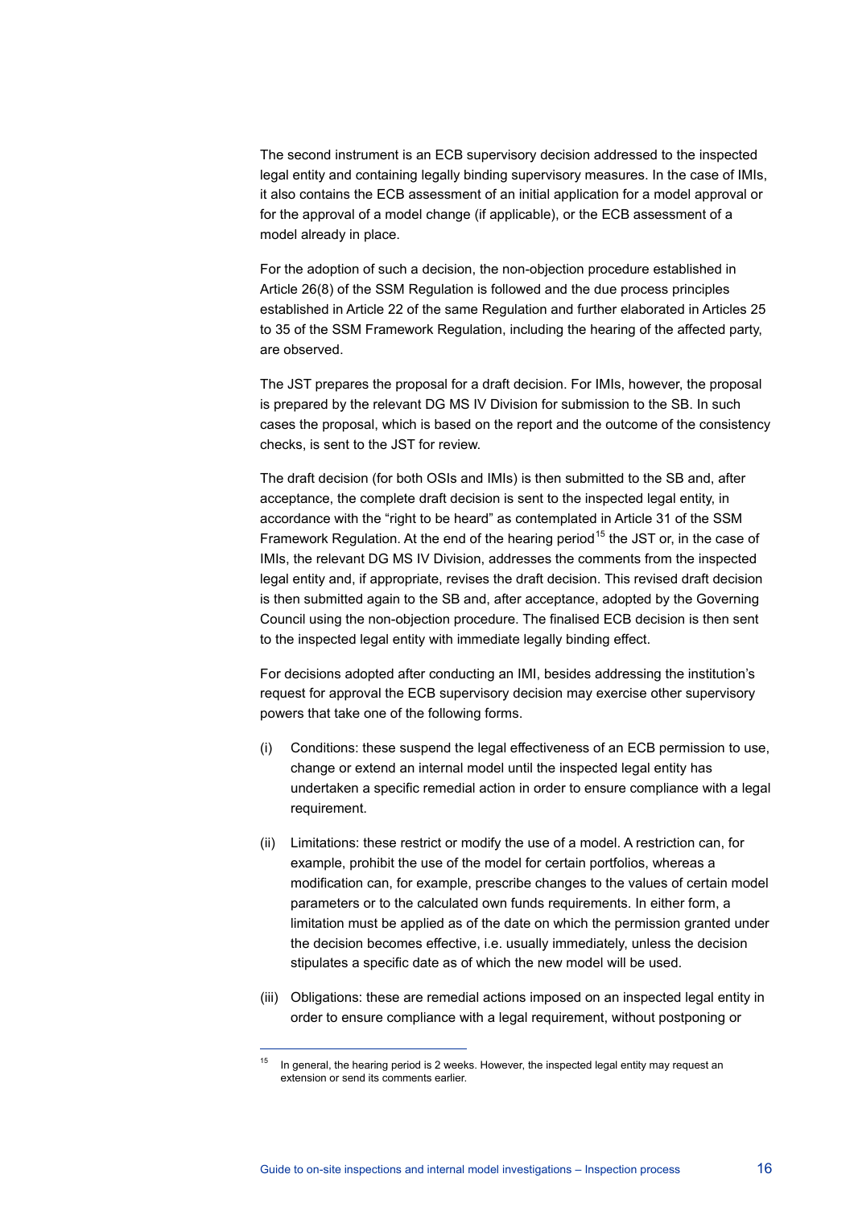The second instrument is an ECB supervisory decision addressed to the inspected legal entity and containing legally binding supervisory measures. In the case of IMIs, it also contains the ECB assessment of an initial application for a model approval or for the approval of a model change (if applicable), or the ECB assessment of a model already in place.

For the adoption of such a decision, the non-objection procedure established in Article 26(8) of the SSM Regulation is followed and the due process principles established in Article 22 of the same Regulation and further elaborated in Articles 25 to 35 of the SSM Framework Regulation, including the hearing of the affected party, are observed.

The JST prepares the proposal for a draft decision. For IMIs, however, the proposal is prepared by the relevant DG MS IV Division for submission to the SB. In such cases the proposal, which is based on the report and the outcome of the consistency checks, is sent to the JST for review.

The draft decision (for both OSIs and IMIs) is then submitted to the SB and, after acceptance, the complete draft decision is sent to the inspected legal entity, in accordance with the "right to be heard" as contemplated in Article 31 of the SSM Framework Regulation. At the end of the hearing period[15] the JST or, in the case of IMIs, the relevant DG MS IV Division, addresses the comments from the inspected legal entity and, if appropriate, revises the draft decision. This revised draft decision is then submitted again to the SB and, after acceptance, adopted by the Governing Council using the non-objection procedure. The finalised ECB decision is then sent to the inspected legal entity with immediate legally binding effect.

For decisions adopted after conducting an IMI, besides addressing the institution's request for approval the ECB supervisory decision may exercise other supervisory powers that take one of the following forms.

(i) Conditions: these suspend the legal effectiveness of an ECB permission to use, change or extend an internal model until the inspected legal entity has undertaken a specific remedial action in order to ensure compliance with a legal requirement.

(ii) Limitations: these restrict or modify the use of a model. A restriction can, for example, prohibit the use of the model for certain portfolios, whereas a modification can, for example, prescribe changes to the values of certain model parameters or to the calculated own funds requirements. In either form, a limitation must be applied as of the date on which the permission granted under the decision becomes effective, i.e. usually immediately, unless the decision stipulates a specific date as of which the new model will be used.

(iii) Obligations: these are remedial actions imposed on an inspected legal entity in order to ensure compliance with a legal requirement, without postponing or

[15] In general, the hearing period is 2 weeks. However, the inspected legal entity may request an extension or send its comments earlier.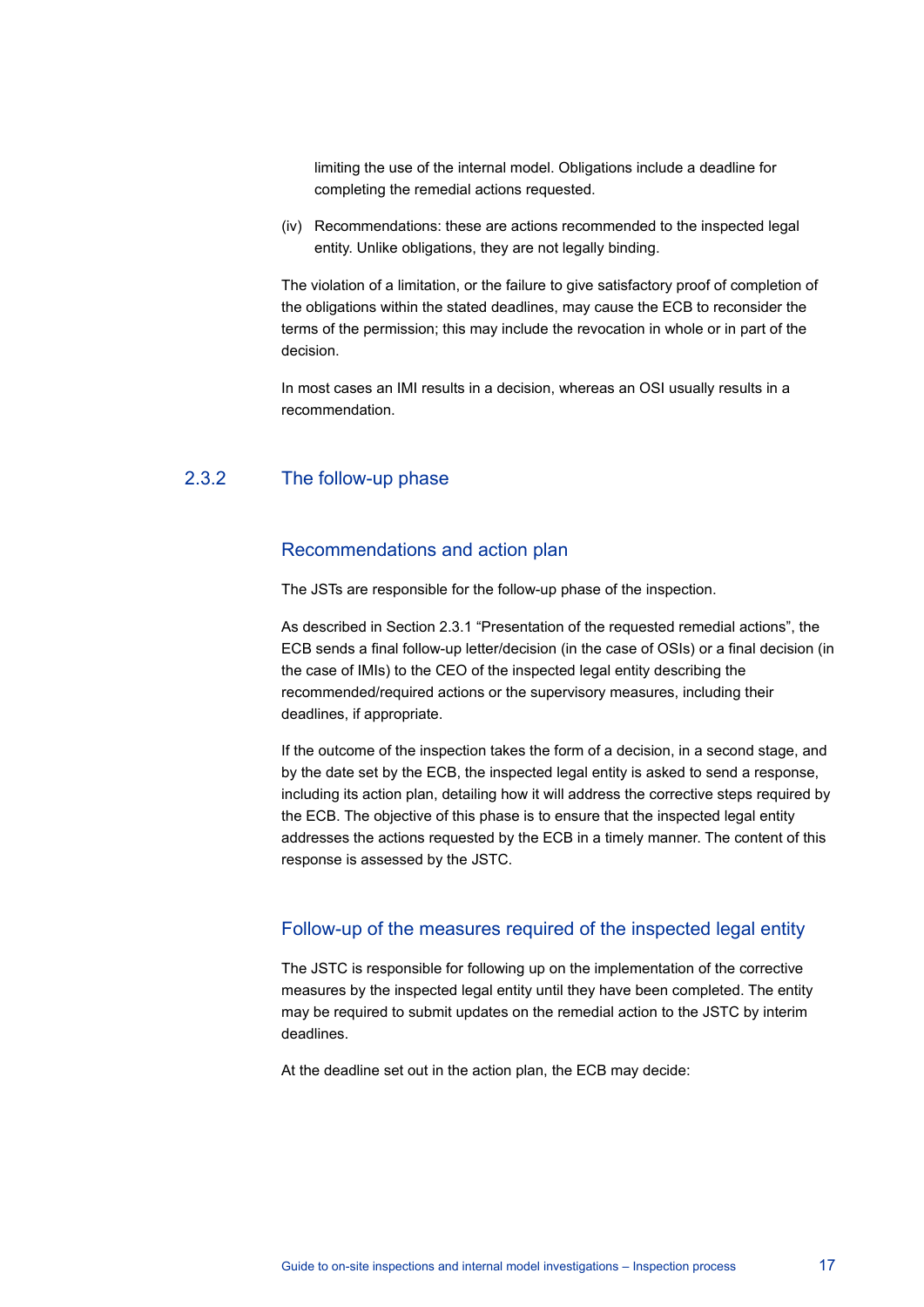limiting the use of the internal model. Obligations include a deadline for completing the remedial actions requested.

(iv) Recommendations: these are actions recommended to the inspected legal entity. Unlike obligations, they are not legally binding.

The violation of a limitation, or the failure to give satisfactory proof of completion of the obligations within the stated deadlines, may cause the ECB to reconsider the terms of the permission; this may include the revocation in whole or in part of the decision.

In most cases an IMI results in a decision, whereas an OSI usually results in a recommendation.

### 2.3.2 The follow-up phase

#### Recommendations and action plan

The JSTs are responsible for the follow-up phase of the inspection.

As described in Section 2.3.1 “Presentation of the requested remedial actions”, the ECB sends a final follow-up letter/decision (in the case of OSIs) or a final decision (in the case of IMIs) to the CEO of the inspected legal entity describing the recommended/required actions or the supervisory measures, including their deadlines, if appropriate.

If the outcome of the inspection takes the form of a decision, in a second stage, and by the date set by the ECB, the inspected legal entity is asked to send a response, including its action plan, detailing how it will address the corrective steps required by the ECB. The objective of this phase is to ensure that the inspected legal entity addresses the actions requested by the ECB in a timely manner. The content of this response is assessed by the JSTC.

#### Follow-up of the measures required of the inspected legal entity

The JSTC is responsible for following up on the implementation of the corrective measures by the inspected legal entity until they have been completed. The entity may be required to submit updates on the remedial action to the JSTC by interim deadlines.

At the deadline set out in the action plan, the ECB may decide: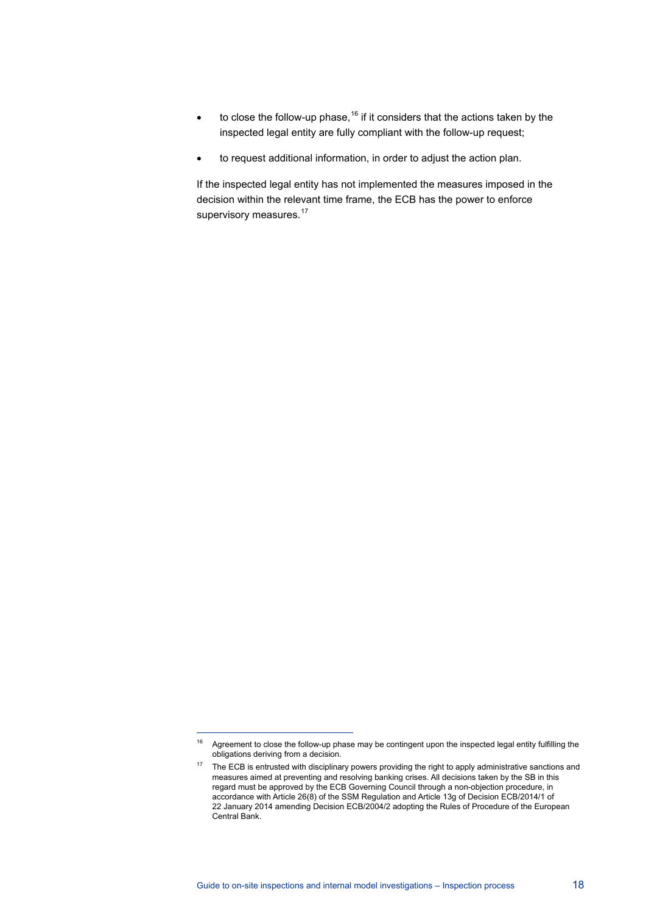- to close the follow-up phase,[16] if it considers that the actions taken by the inspected legal entity are fully compliant with the follow-up request;
- to request additional information, in order to adjust the action plan.

If the inspected legal entity has not implemented the measures imposed in the decision within the relevant time frame, the ECB has the power to enforce supervisory measures.[17]

---

[16] Agreement to close the follow-up phase may be contingent upon the inspected legal entity fulfilling the obligations deriving from a decision.

[17] The ECB is entrusted with disciplinary powers providing the right to apply administrative sanctions and measures aimed at preventing and resolving banking crises. All decisions taken by the SB in this regard must be approved by the ECB Governing Council through a non-objection procedure, in accordance with Article 26(8) of the SSM Regulation and Article 13g of Decision ECB/2014/1 of 22 January 2014 amending Decision ECB/2004/2 adopting the Rules of Procedure of the European Central Bank.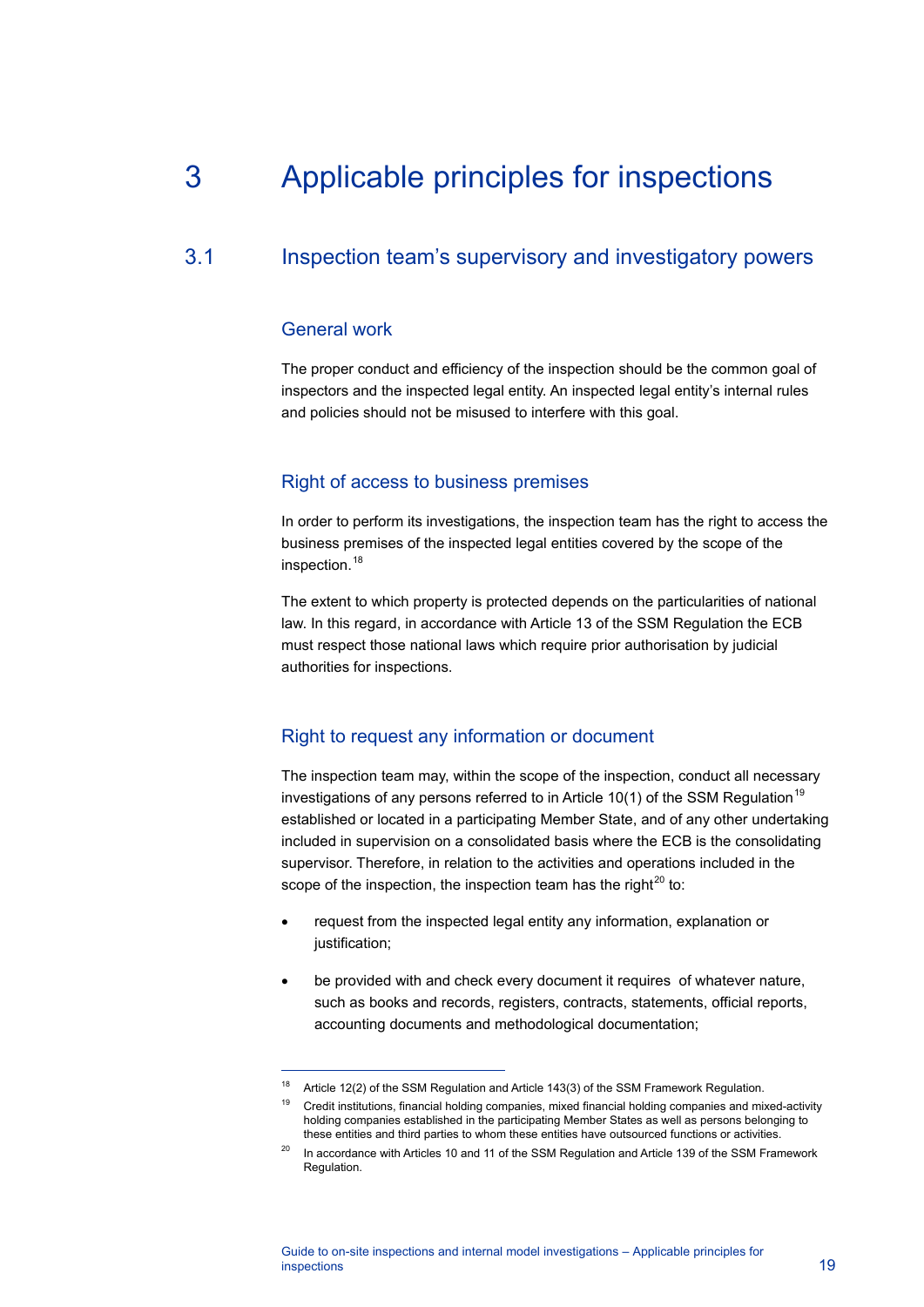# 3 Applicable principles for inspections

## 3.1 Inspection team's supervisory and investigatory powers

### General work

The proper conduct and efficiency of the inspection should be the common goal of inspectors and the inspected legal entity. An inspected legal entity's internal rules and policies should not be misused to interfere with this goal.

### Right of access to business premises

In order to perform its investigations, the inspection team has the right to access the business premises of the inspected legal entities covered by the scope of the inspection.[18]

The extent to which property is protected depends on the particularities of national law. In this regard, in accordance with Article 13 of the SSM Regulation the ECB must respect those national laws which require prior authorisation by judicial authorities for inspections.

### Right to request any information or document

The inspection team may, within the scope of the inspection, conduct all necessary investigations of any persons referred to in Article 10(1) of the SSM Regulation[19] established or located in a participating Member State, and of any other undertaking included in supervision on a consolidated basis where the ECB is the consolidating supervisor. Therefore, in relation to the activities and operations included in the scope of the inspection, the inspection team has the right[20] to:

- request from the inspected legal entity any information, explanation or justification;
- be provided with and check every document it requires of whatever nature, such as books and records, registers, contracts, statements, official reports, accounting documents and methodological documentation;

---

[18] Article 12(2) of the SSM Regulation and Article 143(3) of the SSM Framework Regulation.

[19] Credit institutions, financial holding companies, mixed financial holding companies and mixed-activity holding companies established in the participating Member States as well as persons belonging to these entities and third parties to whom these entities have outsourced functions or activities.

[20] In accordance with Articles 10 and 11 of the SSM Regulation and Article 139 of the SSM Framework Regulation.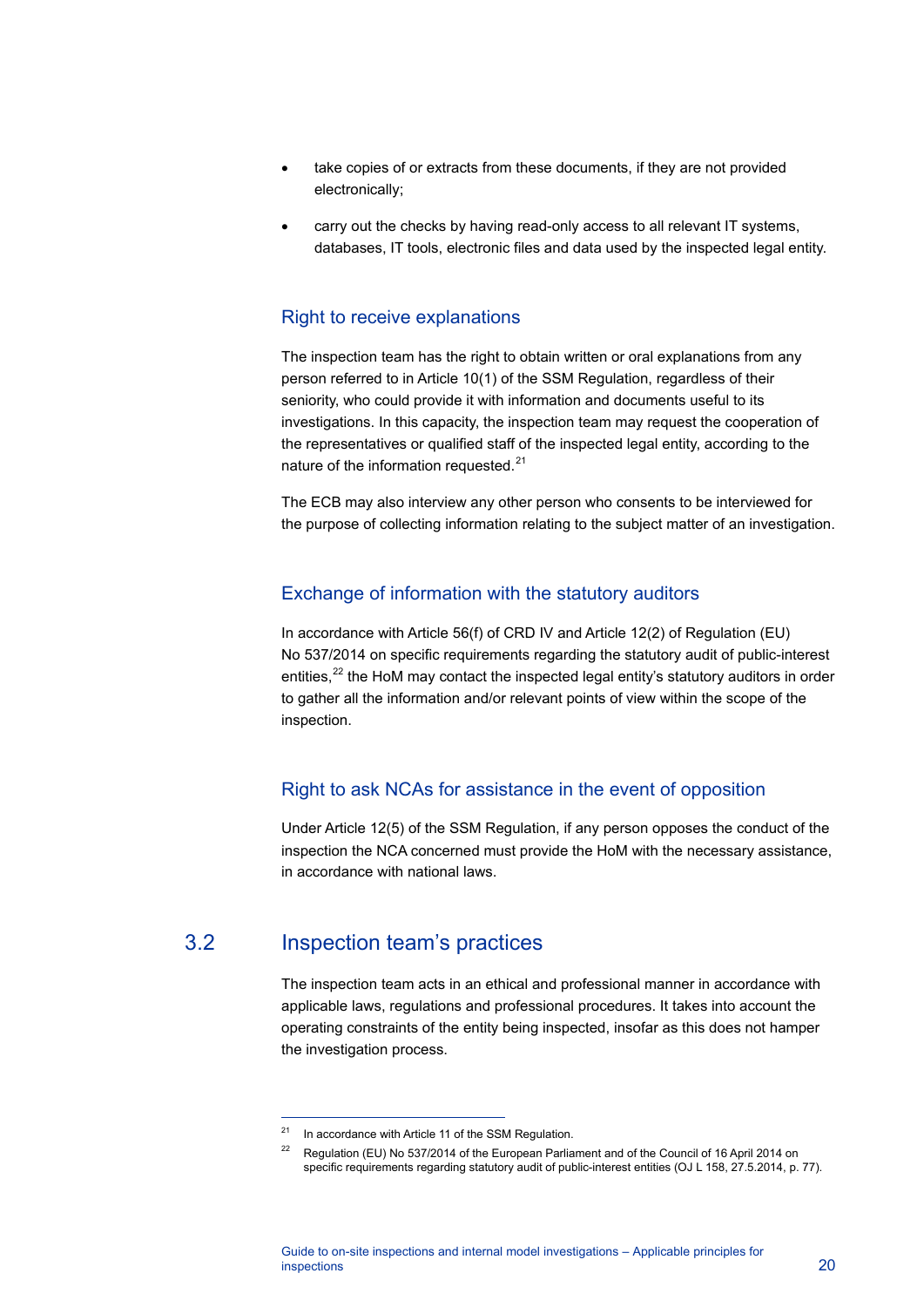- take copies of or extracts from these documents, if they are not provided electronically;
- carry out the checks by having read-only access to all relevant IT systems, databases, IT tools, electronic files and data used by the inspected legal entity.

### Right to receive explanations

The inspection team has the right to obtain written or oral explanations from any person referred to in Article 10(1) of the SSM Regulation, regardless of their seniority, who could provide it with information and documents useful to its investigations. In this capacity, the inspection team may request the cooperation of the representatives or qualified staff of the inspected legal entity, according to the nature of the information requested.[21]

The ECB may also interview any other person who consents to be interviewed for the purpose of collecting information relating to the subject matter of an investigation.

### Exchange of information with the statutory auditors

In accordance with Article 56(f) of CRD IV and Article 12(2) of Regulation (EU) No 537/2014 on specific requirements regarding the statutory audit of public-interest entities,[22] the HoM may contact the inspected legal entity's statutory auditors in order to gather all the information and/or relevant points of view within the scope of the inspection.

### Right to ask NCAs for assistance in the event of opposition

Under Article 12(5) of the SSM Regulation, if any person opposes the conduct of the inspection the NCA concerned must provide the HoM with the necessary assistance, in accordance with national laws.

## 3.2 Inspection team's practices

The inspection team acts in an ethical and professional manner in accordance with applicable laws, regulations and professional procedures. It takes into account the operating constraints of the entity being inspected, insofar as this does not hamper the investigation process.

---

[21] In accordance with Article 11 of the SSM Regulation.

[22] Regulation (EU) No 537/2014 of the European Parliament and of the Council of 16 April 2014 on specific requirements regarding statutory audit of public-interest entities (OJ L 158, 27.5.2014, p. 77).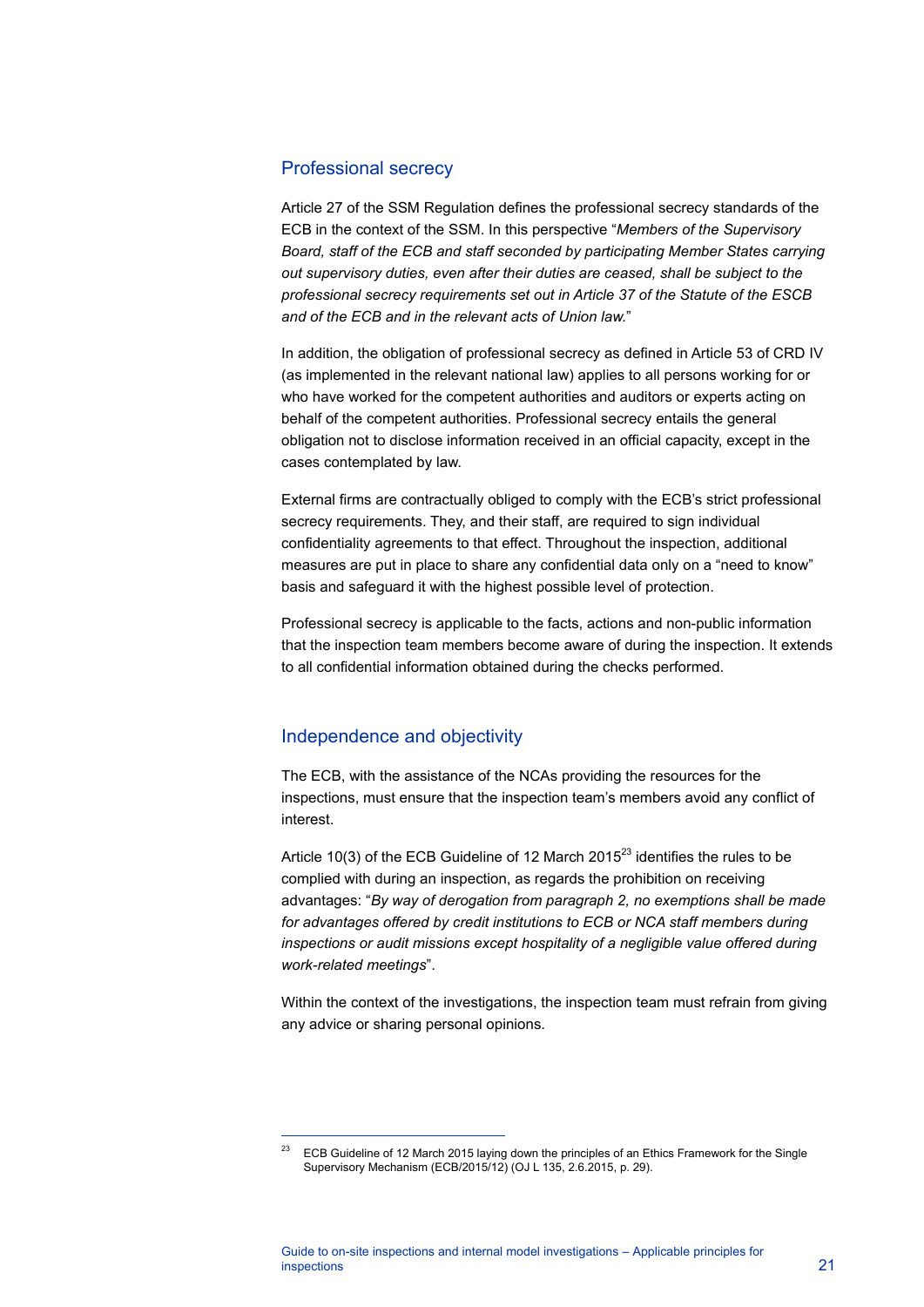## Professional secrecy

Article 27 of the SSM Regulation defines the professional secrecy standards of the ECB in the context of the SSM. In this perspective "*Members of the Supervisory Board, staff of the ECB and staff seconded by participating Member States carrying out supervisory duties, even after their duties are ceased, shall be subject to the professional secrecy requirements set out in Article 37 of the Statute of the ESCB and of the ECB and in the relevant acts of Union law.*"

In addition, the obligation of professional secrecy as defined in Article 53 of CRD IV (as implemented in the relevant national law) applies to all persons working for or who have worked for the competent authorities and auditors or experts acting on behalf of the competent authorities. Professional secrecy entails the general obligation not to disclose information received in an official capacity, except in the cases contemplated by law.

External firms are contractually obliged to comply with the ECB's strict professional secrecy requirements. They, and their staff, are required to sign individual confidentiality agreements to that effect. Throughout the inspection, additional measures are put in place to share any confidential data only on a "need to know" basis and safeguard it with the highest possible level of protection.

Professional secrecy is applicable to the facts, actions and non-public information that the inspection team members become aware of during the inspection. It extends to all confidential information obtained during the checks performed.

## Independence and objectivity

The ECB, with the assistance of the NCAs providing the resources for the inspections, must ensure that the inspection team's members avoid any conflict of interest.

Article 10(3) of the ECB Guideline of 12 March 2015[23] identifies the rules to be complied with during an inspection, as regards the prohibition on receiving advantages: "*By way of derogation from paragraph 2, no exemptions shall be made for advantages offered by credit institutions to ECB or NCA staff members during inspections or audit missions except hospitality of a negligible value offered during work-related meetings*".

Within the context of the investigations, the inspection team must refrain from giving any advice or sharing personal opinions.

---

[23] ECB Guideline of 12 March 2015 laying down the principles of an Ethics Framework for the Single Supervisory Mechanism (ECB/2015/12) (OJ L 135, 2.6.2015, p. 29).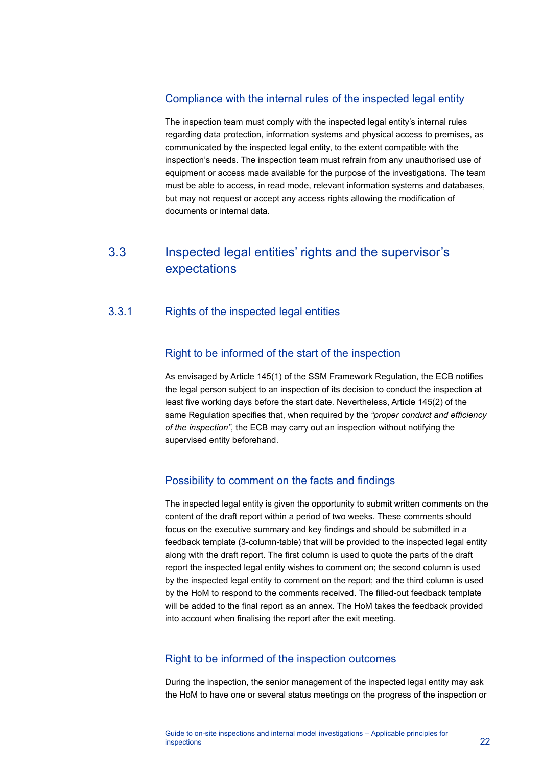### Compliance with the internal rules of the inspected legal entity

The inspection team must comply with the inspected legal entity's internal rules regarding data protection, information systems and physical access to premises, as communicated by the inspected legal entity, to the extent compatible with the inspection's needs. The inspection team must refrain from any unauthorised use of equipment or access made available for the purpose of the investigations. The team must be able to access, in read mode, relevant information systems and databases, but may not request or accept any access rights allowing the modification of documents or internal data.

## 3.3 Inspected legal entities' rights and the supervisor's expectations

### 3.3.1 Rights of the inspected legal entities

#### Right to be informed of the start of the inspection

As envisaged by Article 145(1) of the SSM Framework Regulation, the ECB notifies the legal person subject to an inspection of its decision to conduct the inspection at least five working days before the start date. Nevertheless, Article 145(2) of the same Regulation specifies that, when required by the *"proper conduct and efficiency of the inspection"*, the ECB may carry out an inspection without notifying the supervised entity beforehand.

#### Possibility to comment on the facts and findings

The inspected legal entity is given the opportunity to submit written comments on the content of the draft report within a period of two weeks. These comments should focus on the executive summary and key findings and should be submitted in a feedback template (3-column-table) that will be provided to the inspected legal entity along with the draft report. The first column is used to quote the parts of the draft report the inspected legal entity wishes to comment on; the second column is used by the inspected legal entity to comment on the report; and the third column is used by the HoM to respond to the comments received. The filled-out feedback template will be added to the final report as an annex. The HoM takes the feedback provided into account when finalising the report after the exit meeting.

#### Right to be informed of the inspection outcomes

During the inspection, the senior management of the inspected legal entity may ask the HoM to have one or several status meetings on the progress of the inspection or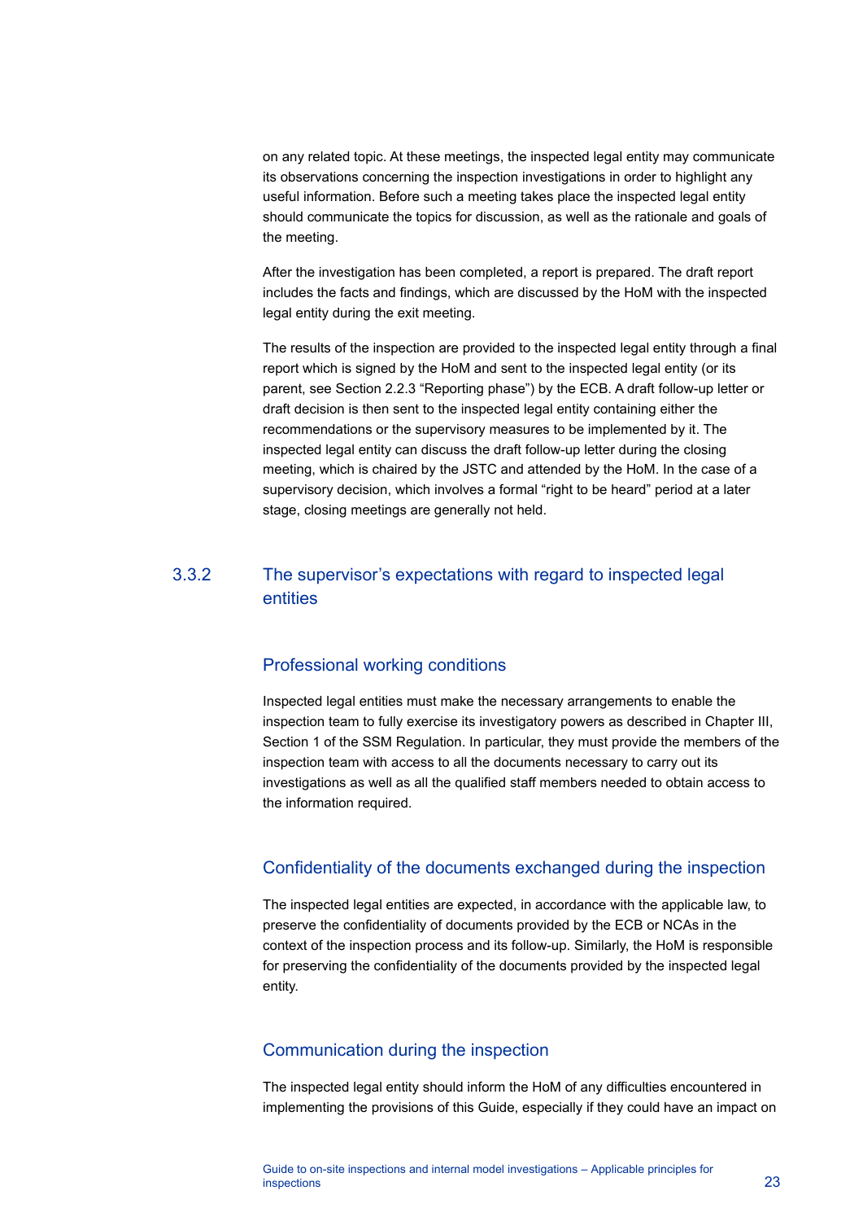on any related topic. At these meetings, the inspected legal entity may communicate its observations concerning the inspection investigations in order to highlight any useful information. Before such a meeting takes place the inspected legal entity should communicate the topics for discussion, as well as the rationale and goals of the meeting.

After the investigation has been completed, a report is prepared. The draft report includes the facts and findings, which are discussed by the HoM with the inspected legal entity during the exit meeting.

The results of the inspection are provided to the inspected legal entity through a final report which is signed by the HoM and sent to the inspected legal entity (or its parent, see Section 2.2.3 "Reporting phase") by the ECB. A draft follow-up letter or draft decision is then sent to the inspected legal entity containing either the recommendations or the supervisory measures to be implemented by it. The inspected legal entity can discuss the draft follow-up letter during the closing meeting, which is chaired by the JSTC and attended by the HoM. In the case of a supervisory decision, which involves a formal "right to be heard" period at a later stage, closing meetings are generally not held.

## 3.3.2 The supervisor's expectations with regard to inspected legal entities

### Professional working conditions

Inspected legal entities must make the necessary arrangements to enable the inspection team to fully exercise its investigatory powers as described in Chapter III, Section 1 of the SSM Regulation. In particular, they must provide the members of the inspection team with access to all the documents necessary to carry out its investigations as well as all the qualified staff members needed to obtain access to the information required.

### Confidentiality of the documents exchanged during the inspection

The inspected legal entities are expected, in accordance with the applicable law, to preserve the confidentiality of documents provided by the ECB or NCAs in the context of the inspection process and its follow-up. Similarly, the HoM is responsible for preserving the confidentiality of the documents provided by the inspected legal entity.

### Communication during the inspection

The inspected legal entity should inform the HoM of any difficulties encountered in implementing the provisions of this Guide, especially if they could have an impact on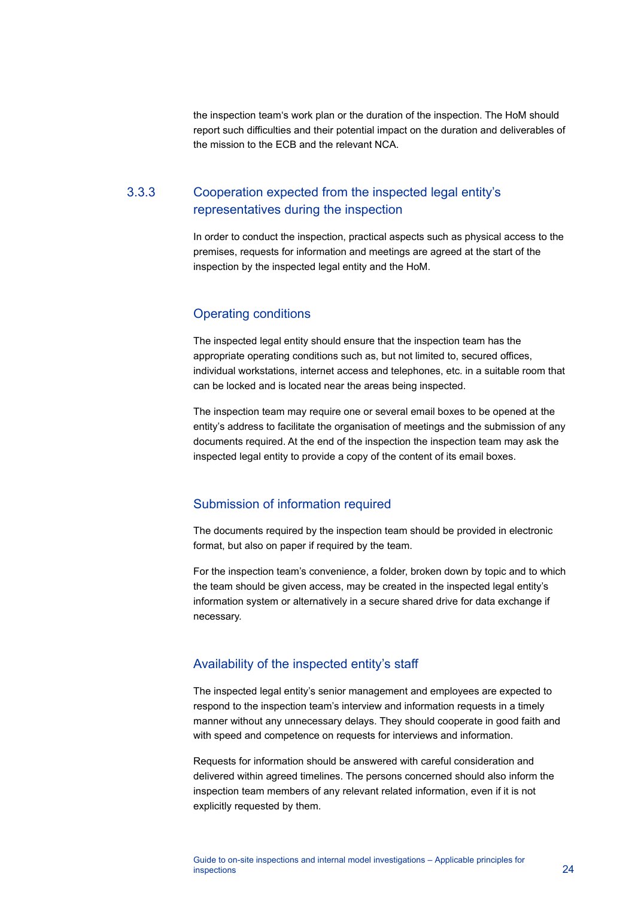the inspection team's work plan or the duration of the inspection. The HoM should report such difficulties and their potential impact on the duration and deliverables of the mission to the ECB and the relevant NCA.

### 3.3.3 Cooperation expected from the inspected legal entity's representatives during the inspection

In order to conduct the inspection, practical aspects such as physical access to the premises, requests for information and meetings are agreed at the start of the inspection by the inspected legal entity and the HoM.

#### Operating conditions

The inspected legal entity should ensure that the inspection team has the appropriate operating conditions such as, but not limited to, secured offices, individual workstations, internet access and telephones, etc. in a suitable room that can be locked and is located near the areas being inspected.

The inspection team may require one or several email boxes to be opened at the entity's address to facilitate the organisation of meetings and the submission of any documents required. At the end of the inspection the inspection team may ask the inspected legal entity to provide a copy of the content of its email boxes.

#### Submission of information required

The documents required by the inspection team should be provided in electronic format, but also on paper if required by the team.

For the inspection team's convenience, a folder, broken down by topic and to which the team should be given access, may be created in the inspected legal entity's information system or alternatively in a secure shared drive for data exchange if necessary.

#### Availability of the inspected entity's staff

The inspected legal entity's senior management and employees are expected to respond to the inspection team's interview and information requests in a timely manner without any unnecessary delays. They should cooperate in good faith and with speed and competence on requests for interviews and information.

Requests for information should be answered with careful consideration and delivered within agreed timelines. The persons concerned should also inform the inspection team members of any relevant related information, even if it is not explicitly requested by them.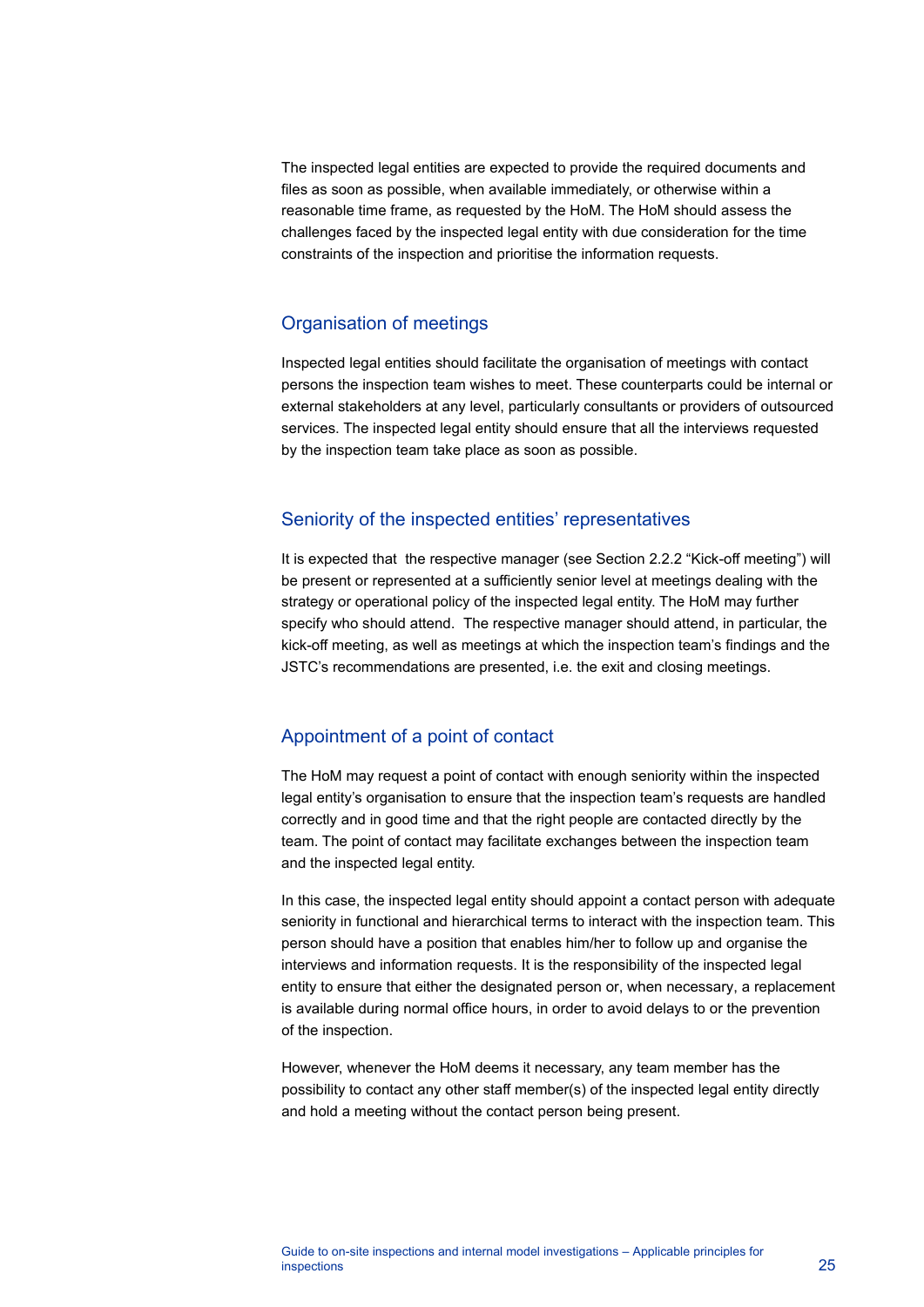The inspected legal entities are expected to provide the required documents and files as soon as possible, when available immediately, or otherwise within a reasonable time frame, as requested by the HoM. The HoM should assess the challenges faced by the inspected legal entity with due consideration for the time constraints of the inspection and prioritise the information requests.

### Organisation of meetings

Inspected legal entities should facilitate the organisation of meetings with contact persons the inspection team wishes to meet. These counterparts could be internal or external stakeholders at any level, particularly consultants or providers of outsourced services. The inspected legal entity should ensure that all the interviews requested by the inspection team take place as soon as possible.

### Seniority of the inspected entities' representatives

It is expected that the respective manager (see Section 2.2.2 "Kick-off meeting") will be present or represented at a sufficiently senior level at meetings dealing with the strategy or operational policy of the inspected legal entity. The HoM may further specify who should attend. The respective manager should attend, in particular, the kick-off meeting, as well as meetings at which the inspection team's findings and the JSTC's recommendations are presented, i.e. the exit and closing meetings.

### Appointment of a point of contact

The HoM may request a point of contact with enough seniority within the inspected legal entity's organisation to ensure that the inspection team's requests are handled correctly and in good time and that the right people are contacted directly by the team. The point of contact may facilitate exchanges between the inspection team and the inspected legal entity.

In this case, the inspected legal entity should appoint a contact person with adequate seniority in functional and hierarchical terms to interact with the inspection team. This person should have a position that enables him/her to follow up and organise the interviews and information requests. It is the responsibility of the inspected legal entity to ensure that either the designated person or, when necessary, a replacement is available during normal office hours, in order to avoid delays to or the prevention of the inspection.

However, whenever the HoM deems it necessary, any team member has the possibility to contact any other staff member(s) of the inspected legal entity directly and hold a meeting without the contact person being present.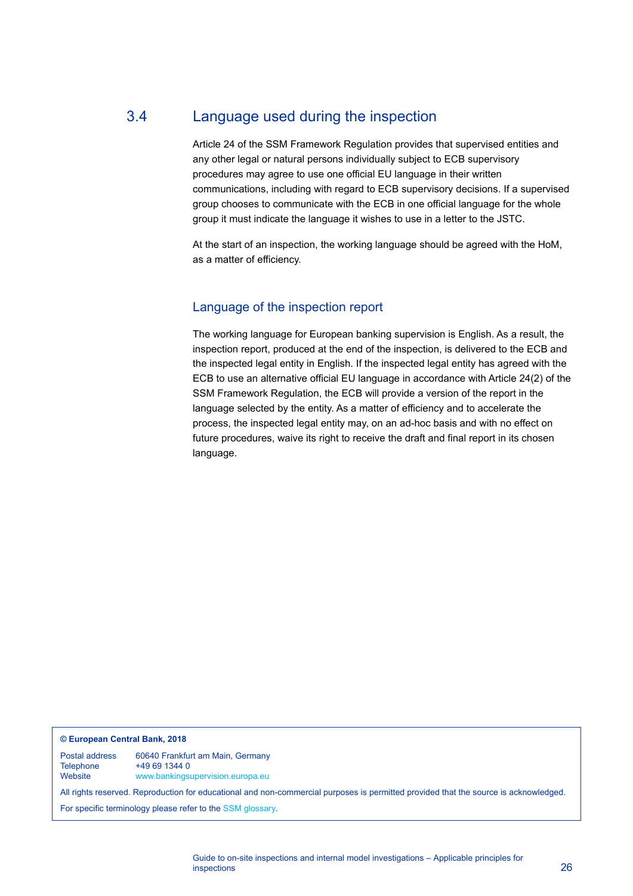## 3.4 Language used during the inspection

Article 24 of the SSM Framework Regulation provides that supervised entities and any other legal or natural persons individually subject to ECB supervisory procedures may agree to use one official EU language in their written communications, including with regard to ECB supervisory decisions. If a supervised group chooses to communicate with the ECB in one official language for the whole group it must indicate the language it wishes to use in a letter to the JSTC.

At the start of an inspection, the working language should be agreed with the HoM, as a matter of efficiency.

### Language of the inspection report

The working language for European banking supervision is English. As a result, the inspection report, produced at the end of the inspection, is delivered to the ECB and the inspected legal entity in English. If the inspected legal entity has agreed with the ECB to use an alternative official EU language in accordance with Article 24(2) of the SSM Framework Regulation, the ECB will provide a version of the report in the language selected by the entity. As a matter of efficiency and to accelerate the process, the inspected legal entity may, on an ad-hoc basis and with no effect on future procedures, waive its right to receive the draft and final report in its chosen language.

**© European Central Bank, 2018**

Postal address 60640 Frankfurt am Main, Germany
Telephone +49 69 1344 0
Website www.bankingsupervision.europa.eu

All rights reserved. Reproduction for educational and non-commercial purposes is permitted provided that the source is acknowledged.

For specific terminology please refer to the SSM glossary.